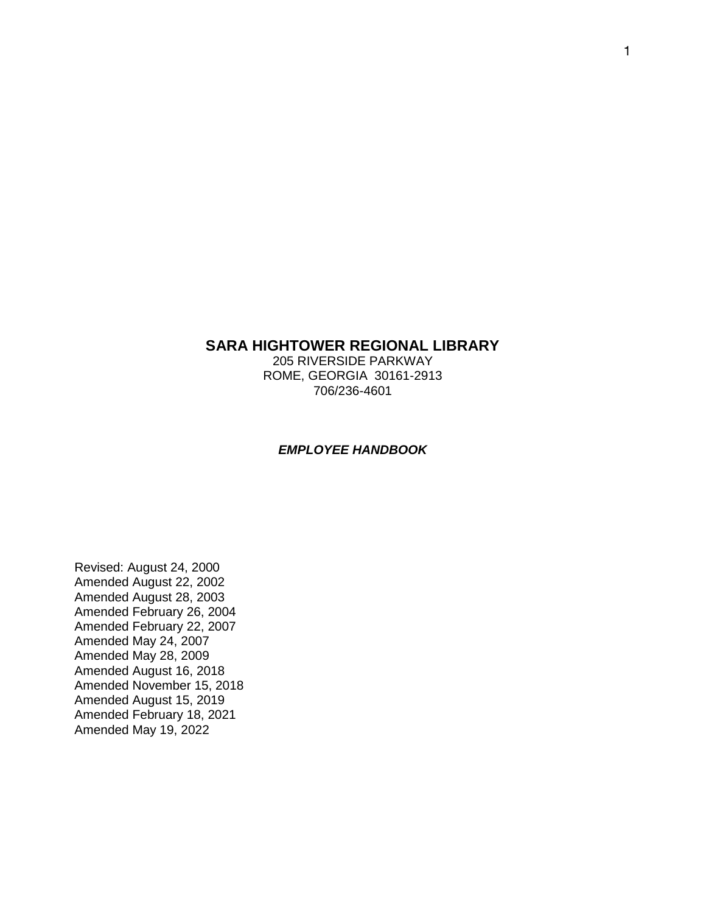# SARA HIGHTOWER REGIONAL LIBRARY

205 RIVERSIDE PARKWAY
ROME, GEORGIA 30161-2913
706/236-4601

***EMPLOYEE HANDBOOK***

Revised: August 24, 2000
Amended August 22, 2002
Amended August 28, 2003
Amended February 26, 2004
Amended February 22, 2007
Amended May 24, 2007
Amended May 28, 2009
Amended August 16, 2018
Amended November 15, 2018
Amended August 15, 2019
Amended February 18, 2021
Amended May 19, 2022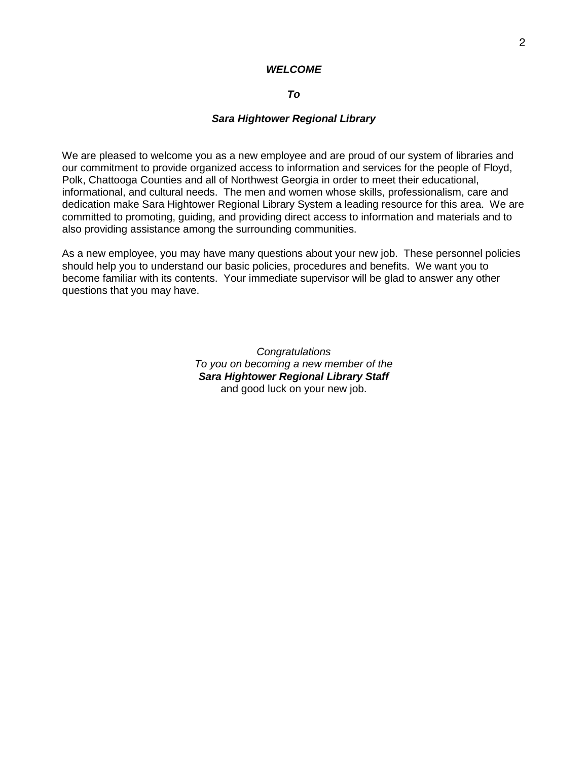# *WELCOME*

## *To*

## *Sara Hightower Regional Library*

We are pleased to welcome you as a new employee and are proud of our system of libraries and our commitment to provide organized access to information and services for the people of Floyd, Polk, Chattooga Counties and all of Northwest Georgia in order to meet their educational, informational, and cultural needs. The men and women whose skills, professionalism, care and dedication make Sara Hightower Regional Library System a leading resource for this area. We are committed to promoting, guiding, and providing direct access to information and materials and to also providing assistance among the surrounding communities.

As a new employee, you may have many questions about your new job. These personnel policies should help you to understand our basic policies, procedures and benefits. We want you to become familiar with its contents. Your immediate supervisor will be glad to answer any other questions that you may have.

*Congratulations*
*To you on becoming a new member of the*
***Sara Hightower Regional Library Staff***
and good luck on your new job.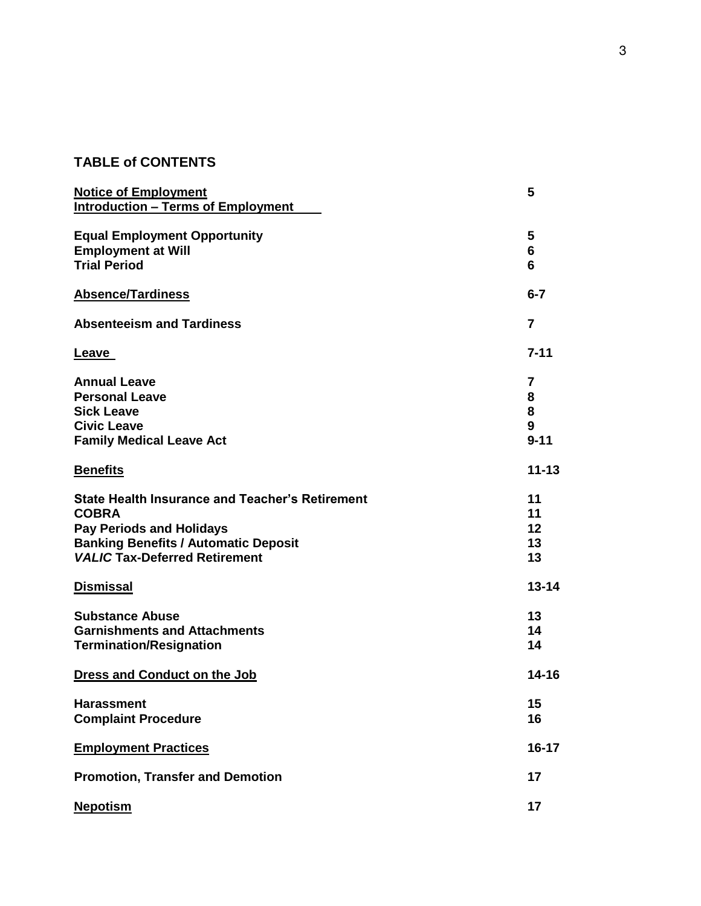## TABLE of CONTENTS

| | |
|---|---|
| **Notice of Employment** | **5** |
| **Introduction – Terms of Employment** | |
| **Equal Employment Opportunity** | **5** |
| **Employment at Will** | **6** |
| **Trial Period** | **6** |
| **Absence/Tardiness** | **6-7** |
| **Absenteeism and Tardiness** | **7** |
| **Leave** | **7-11** |
| **Annual Leave** | **7** |
| **Personal Leave** | **8** |
| **Sick Leave** | **8** |
| **Civic Leave** | **9** |
| **Family Medical Leave Act** | **9-11** |
| **Benefits** | **11-13** |
| **State Health Insurance and Teacher's Retirement** | **11** |
| **COBRA** | **11** |
| **Pay Periods and Holidays** | **12** |
| **Banking Benefits / Automatic Deposit** | **13** |
| ***VALIC* Tax-Deferred Retirement** | **13** |
| **Dismissal** | **13-14** |
| **Substance Abuse** | **13** |
| **Garnishments and Attachments** | **14** |
| **Termination/Resignation** | **14** |
| **Dress and Conduct on the Job** | **14-16** |
| **Harassment** | **15** |
| **Complaint Procedure** | **16** |
| **Employment Practices** | **16-17** |
| **Promotion, Transfer and Demotion** | **17** |
| **Nepotism** | **17** |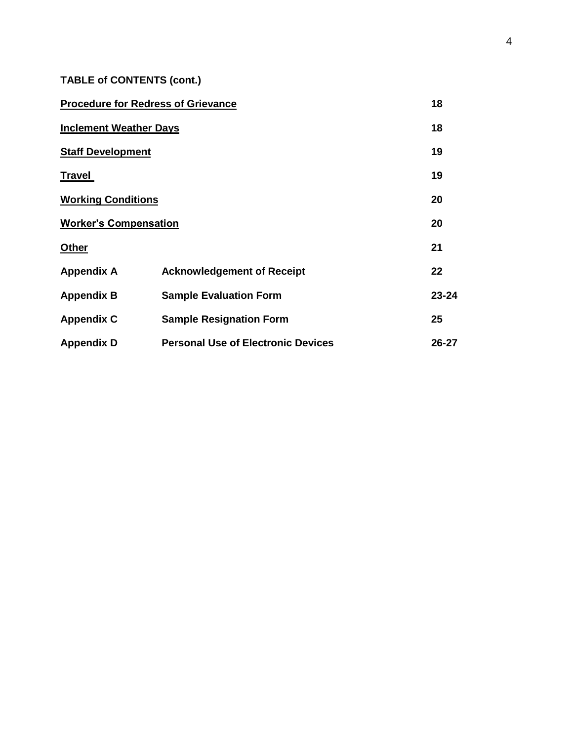**TABLE of CONTENTS (cont.)**

| | | |
|---|---|---|
| **<u>Procedure for Redress of Grievance</u>** | | **18** |
| **<u>Inclement Weather Days</u>** | | **18** |
| **<u>Staff Development</u>** | | **19** |
| **<u>Travel</u>** | | **19** |
| **<u>Working Conditions</u>** | | **20** |
| **<u>Worker's Compensation</u>** | | **20** |
| **<u>Other</u>** | | **21** |
| **Appendix A** | **Acknowledgement of Receipt** | **22** |
| **Appendix B** | **Sample Evaluation Form** | **23-24** |
| **Appendix C** | **Sample Resignation Form** | **25** |
| **Appendix D** | **Personal Use of Electronic Devices** | **26-27** |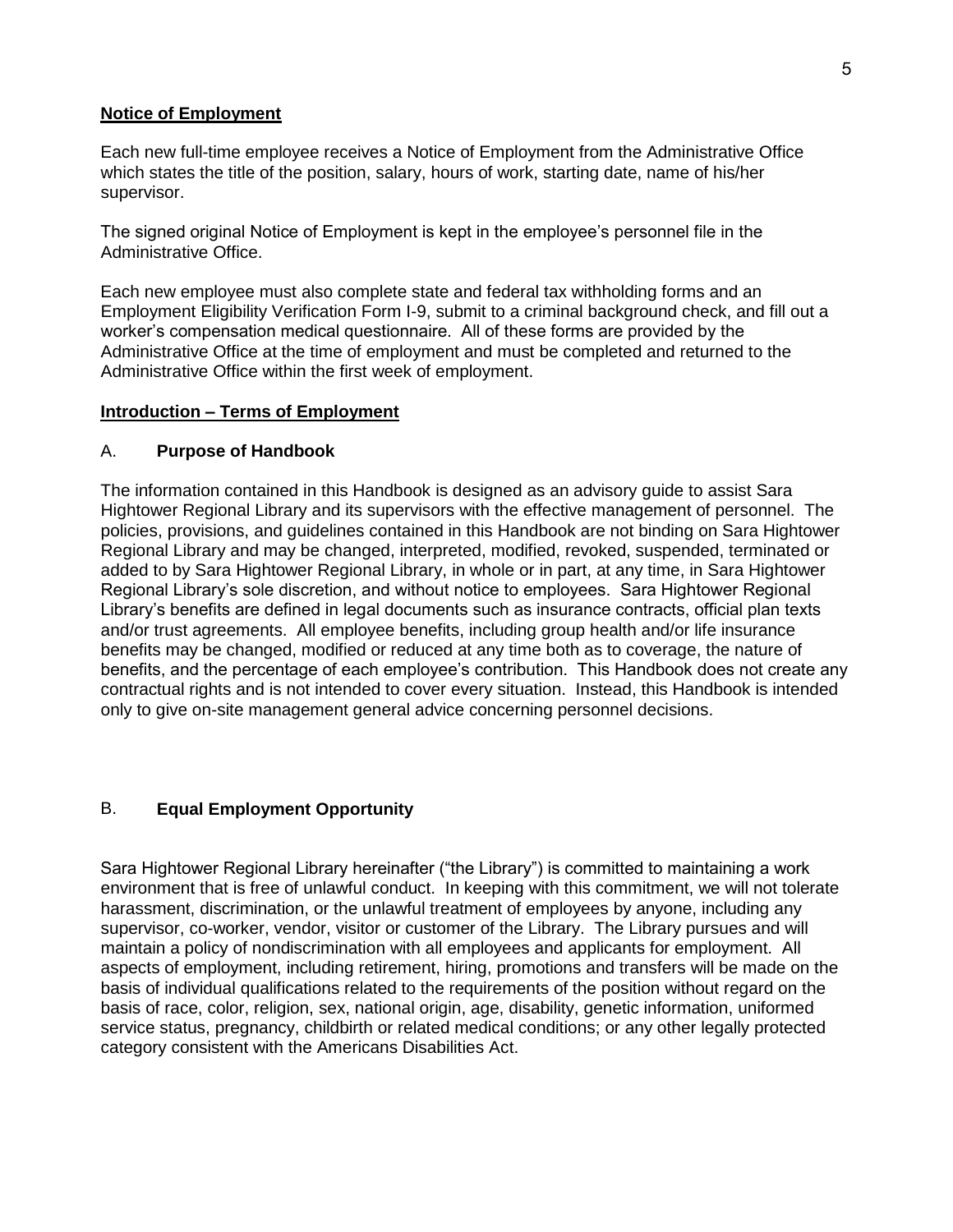## Notice of Employment

Each new full-time employee receives a Notice of Employment from the Administrative Office which states the title of the position, salary, hours of work, starting date, name of his/her supervisor.

The signed original Notice of Employment is kept in the employee's personnel file in the Administrative Office.

Each new employee must also complete state and federal tax withholding forms and an Employment Eligibility Verification Form I-9, submit to a criminal background check, and fill out a worker's compensation medical questionnaire. All of these forms are provided by the Administrative Office at the time of employment and must be completed and returned to the Administrative Office within the first week of employment.

## Introduction – Terms of Employment

### A. Purpose of Handbook

The information contained in this Handbook is designed as an advisory guide to assist Sara Hightower Regional Library and its supervisors with the effective management of personnel. The policies, provisions, and guidelines contained in this Handbook are not binding on Sara Hightower Regional Library and may be changed, interpreted, modified, revoked, suspended, terminated or added to by Sara Hightower Regional Library, in whole or in part, at any time, in Sara Hightower Regional Library's sole discretion, and without notice to employees. Sara Hightower Regional Library's benefits are defined in legal documents such as insurance contracts, official plan texts and/or trust agreements. All employee benefits, including group health and/or life insurance benefits may be changed, modified or reduced at any time both as to coverage, the nature of benefits, and the percentage of each employee's contribution. This Handbook does not create any contractual rights and is not intended to cover every situation. Instead, this Handbook is intended only to give on-site management general advice concerning personnel decisions.

### B. Equal Employment Opportunity

Sara Hightower Regional Library hereinafter ("the Library") is committed to maintaining a work environment that is free of unlawful conduct. In keeping with this commitment, we will not tolerate harassment, discrimination, or the unlawful treatment of employees by anyone, including any supervisor, co-worker, vendor, visitor or customer of the Library. The Library pursues and will maintain a policy of nondiscrimination with all employees and applicants for employment. All aspects of employment, including retirement, hiring, promotions and transfers will be made on the basis of individual qualifications related to the requirements of the position without regard on the basis of race, color, religion, sex, national origin, age, disability, genetic information, uniformed service status, pregnancy, childbirth or related medical conditions; or any other legally protected category consistent with the Americans Disabilities Act.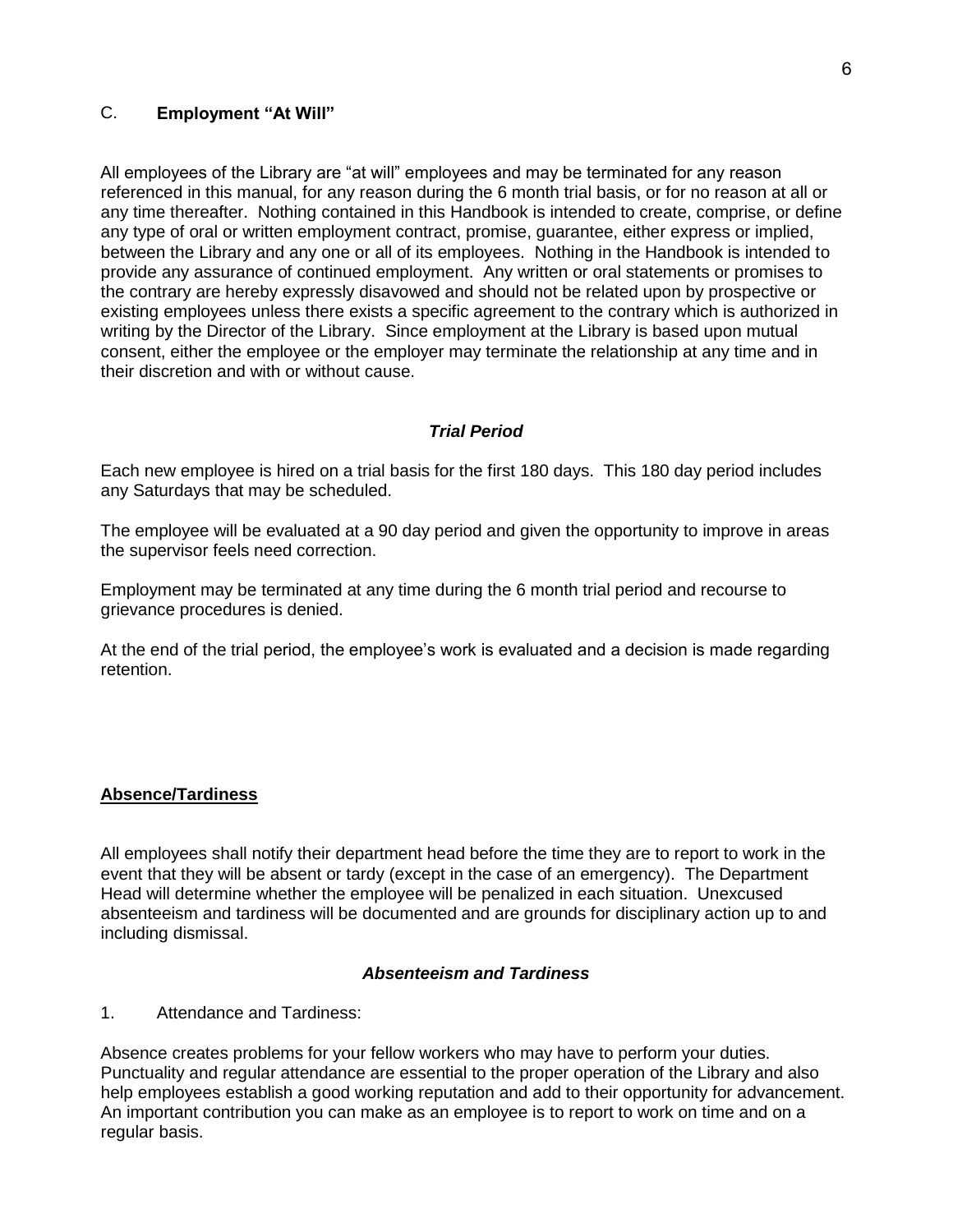## C. **Employment "At Will"**

All employees of the Library are "at will" employees and may be terminated for any reason referenced in this manual, for any reason during the 6 month trial basis, or for no reason at all or any time thereafter. Nothing contained in this Handbook is intended to create, comprise, or define any type of oral or written employment contract, promise, guarantee, either express or implied, between the Library and any one or all of its employees. Nothing in the Handbook is intended to provide any assurance of continued employment. Any written or oral statements or promises to the contrary are hereby expressly disavowed and should not be related upon by prospective or existing employees unless there exists a specific agreement to the contrary which is authorized in writing by the Director of the Library. Since employment at the Library is based upon mutual consent, either the employee or the employer may terminate the relationship at any time and in their discretion and with or without cause.

### ***Trial Period***

Each new employee is hired on a trial basis for the first 180 days. This 180 day period includes any Saturdays that may be scheduled.

The employee will be evaluated at a 90 day period and given the opportunity to improve in areas the supervisor feels need correction.

Employment may be terminated at any time during the 6 month trial period and recourse to grievance procedures is denied.

At the end of the trial period, the employee's work is evaluated and a decision is made regarding retention.

## **<u>Absence/Tardiness</u>**

All employees shall notify their department head before the time they are to report to work in the event that they will be absent or tardy (except in the case of an emergency). The Department Head will determine whether the employee will be penalized in each situation. Unexcused absenteeism and tardiness will be documented and are grounds for disciplinary action up to and including dismissal.

### ***Absenteeism and Tardiness***

1. Attendance and Tardiness:

Absence creates problems for your fellow workers who may have to perform your duties. Punctuality and regular attendance are essential to the proper operation of the Library and also help employees establish a good working reputation and add to their opportunity for advancement. An important contribution you can make as an employee is to report to work on time and on a regular basis.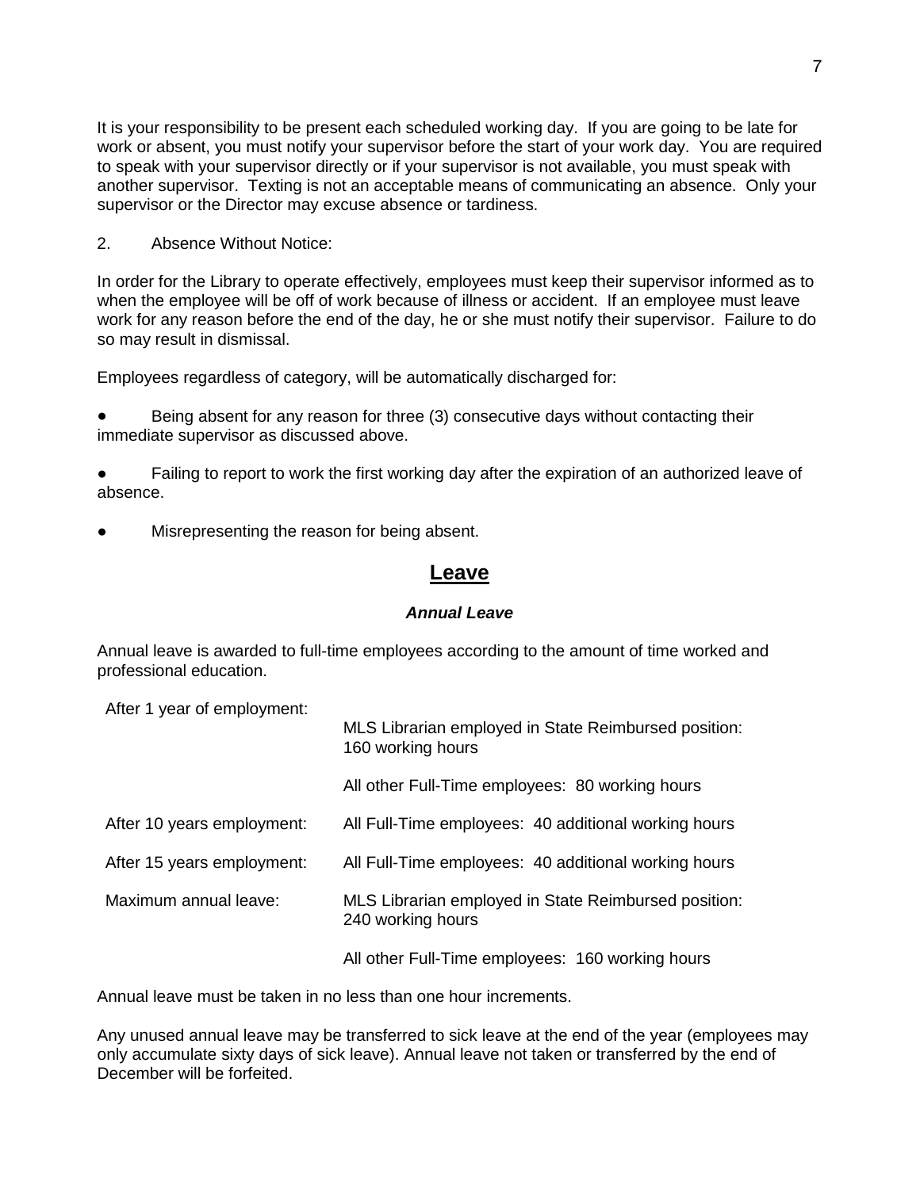It is your responsibility to be present each scheduled working day. If you are going to be late for work or absent, you must notify your supervisor before the start of your work day. You are required to speak with your supervisor directly or if your supervisor is not available, you must speak with another supervisor. Texting is not an acceptable means of communicating an absence. Only your supervisor or the Director may excuse absence or tardiness.

2. Absence Without Notice:

In order for the Library to operate effectively, employees must keep their supervisor informed as to when the employee will be off of work because of illness or accident. If an employee must leave work for any reason before the end of the day, he or she must notify their supervisor. Failure to do so may result in dismissal.

Employees regardless of category, will be automatically discharged for:

- Being absent for any reason for three (3) consecutive days without contacting their immediate supervisor as discussed above.
- Failing to report to work the first working day after the expiration of an authorized leave of absence.
- Misrepresenting the reason for being absent.

## Leave

### *Annual Leave*

Annual leave is awarded to full-time employees according to the amount of time worked and professional education.

| | |
|---|---|
| After 1 year of employment: | MLS Librarian employed in State Reimbursed position: 160 working hours |
| | All other Full-Time employees: 80 working hours |
| After 10 years employment: | All Full-Time employees: 40 additional working hours |
| After 15 years employment: | All Full-Time employees: 40 additional working hours |
| Maximum annual leave: | MLS Librarian employed in State Reimbursed position: 240 working hours |
| | All other Full-Time employees: 160 working hours |

Annual leave must be taken in no less than one hour increments.

Any unused annual leave may be transferred to sick leave at the end of the year (employees may only accumulate sixty days of sick leave). Annual leave not taken or transferred by the end of December will be forfeited.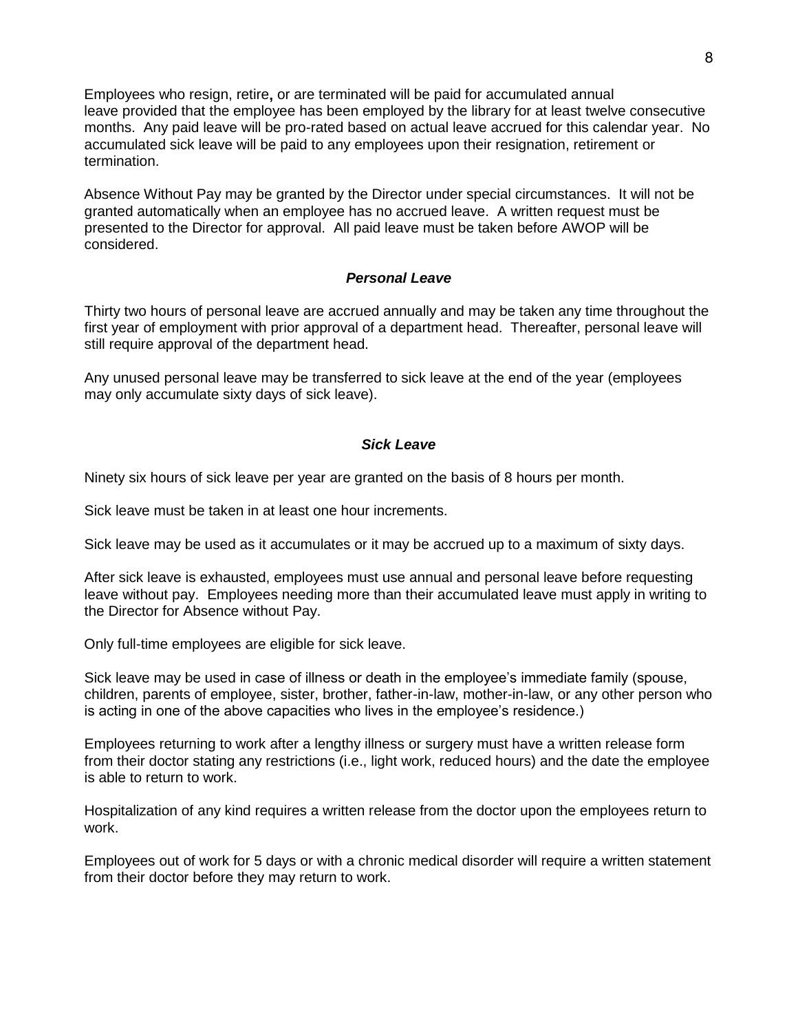Employees who resign, retire**,** or are terminated will be paid for accumulated annual leave provided that the employee has been employed by the library for at least twelve consecutive months. Any paid leave will be pro-rated based on actual leave accrued for this calendar year. No accumulated sick leave will be paid to any employees upon their resignation, retirement or termination.

Absence Without Pay may be granted by the Director under special circumstances. It will not be granted automatically when an employee has no accrued leave. A written request must be presented to the Director for approval. All paid leave must be taken before AWOP will be considered.

### *Personal Leave*

Thirty two hours of personal leave are accrued annually and may be taken any time throughout the first year of employment with prior approval of a department head. Thereafter, personal leave will still require approval of the department head.

Any unused personal leave may be transferred to sick leave at the end of the year (employees may only accumulate sixty days of sick leave).

### *Sick Leave*

Ninety six hours of sick leave per year are granted on the basis of 8 hours per month.

Sick leave must be taken in at least one hour increments.

Sick leave may be used as it accumulates or it may be accrued up to a maximum of sixty days.

After sick leave is exhausted, employees must use annual and personal leave before requesting leave without pay. Employees needing more than their accumulated leave must apply in writing to the Director for Absence without Pay.

Only full-time employees are eligible for sick leave.

Sick leave may be used in case of illness or death in the employee's immediate family (spouse, children, parents of employee, sister, brother, father-in-law, mother-in-law, or any other person who is acting in one of the above capacities who lives in the employee's residence.)

Employees returning to work after a lengthy illness or surgery must have a written release form from their doctor stating any restrictions (i.e., light work, reduced hours) and the date the employee is able to return to work.

Hospitalization of any kind requires a written release from the doctor upon the employees return to work.

Employees out of work for 5 days or with a chronic medical disorder will require a written statement from their doctor before they may return to work.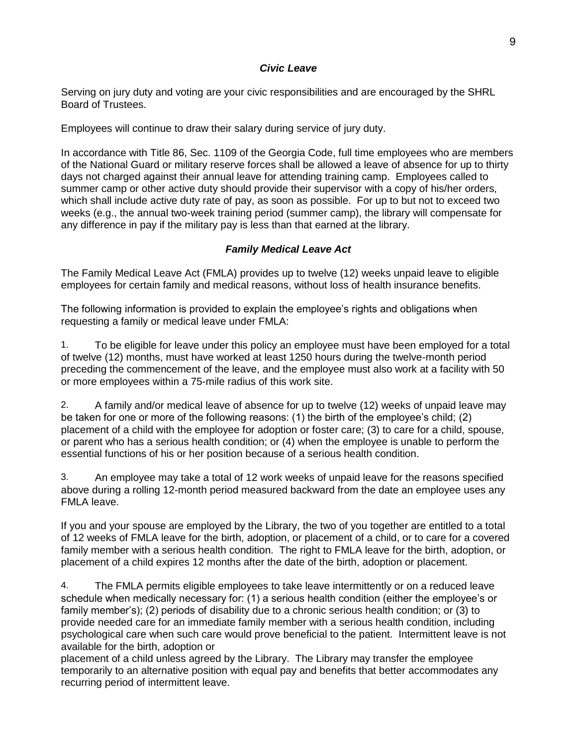### *Civic Leave*

Serving on jury duty and voting are your civic responsibilities and are encouraged by the SHRL Board of Trustees.

Employees will continue to draw their salary during service of jury duty.

In accordance with Title 86, Sec. 1109 of the Georgia Code, full time employees who are members of the National Guard or military reserve forces shall be allowed a leave of absence for up to thirty days not charged against their annual leave for attending training camp. Employees called to summer camp or other active duty should provide their supervisor with a copy of his/her orders, which shall include active duty rate of pay, as soon as possible. For up to but not to exceed two weeks (e.g., the annual two-week training period (summer camp), the library will compensate for any difference in pay if the military pay is less than that earned at the library.

### *Family Medical Leave Act*

The Family Medical Leave Act (FMLA) provides up to twelve (12) weeks unpaid leave to eligible employees for certain family and medical reasons, without loss of health insurance benefits.

The following information is provided to explain the employee's rights and obligations when requesting a family or medical leave under FMLA:

1. To be eligible for leave under this policy an employee must have been employed for a total of twelve (12) months, must have worked at least 1250 hours during the twelve-month period preceding the commencement of the leave, and the employee must also work at a facility with 50 or more employees within a 75-mile radius of this work site.

2. A family and/or medical leave of absence for up to twelve (12) weeks of unpaid leave may be taken for one or more of the following reasons: (1) the birth of the employee's child; (2) placement of a child with the employee for adoption or foster care; (3) to care for a child, spouse, or parent who has a serious health condition; or (4) when the employee is unable to perform the essential functions of his or her position because of a serious health condition.

3. An employee may take a total of 12 work weeks of unpaid leave for the reasons specified above during a rolling 12-month period measured backward from the date an employee uses any FMLA leave.

If you and your spouse are employed by the Library, the two of you together are entitled to a total of 12 weeks of FMLA leave for the birth, adoption, or placement of a child, or to care for a covered family member with a serious health condition. The right to FMLA leave for the birth, adoption, or placement of a child expires 12 months after the date of the birth, adoption or placement.

4. The FMLA permits eligible employees to take leave intermittently or on a reduced leave schedule when medically necessary for: (1) a serious health condition (either the employee's or family member's); (2) periods of disability due to a chronic serious health condition; or (3) to provide needed care for an immediate family member with a serious health condition, including psychological care when such care would prove beneficial to the patient. Intermittent leave is not available for the birth, adoption or placement of a child unless agreed by the Library. The Library may transfer the employee temporarily to an alternative position with equal pay and benefits that better accommodates any recurring period of intermittent leave.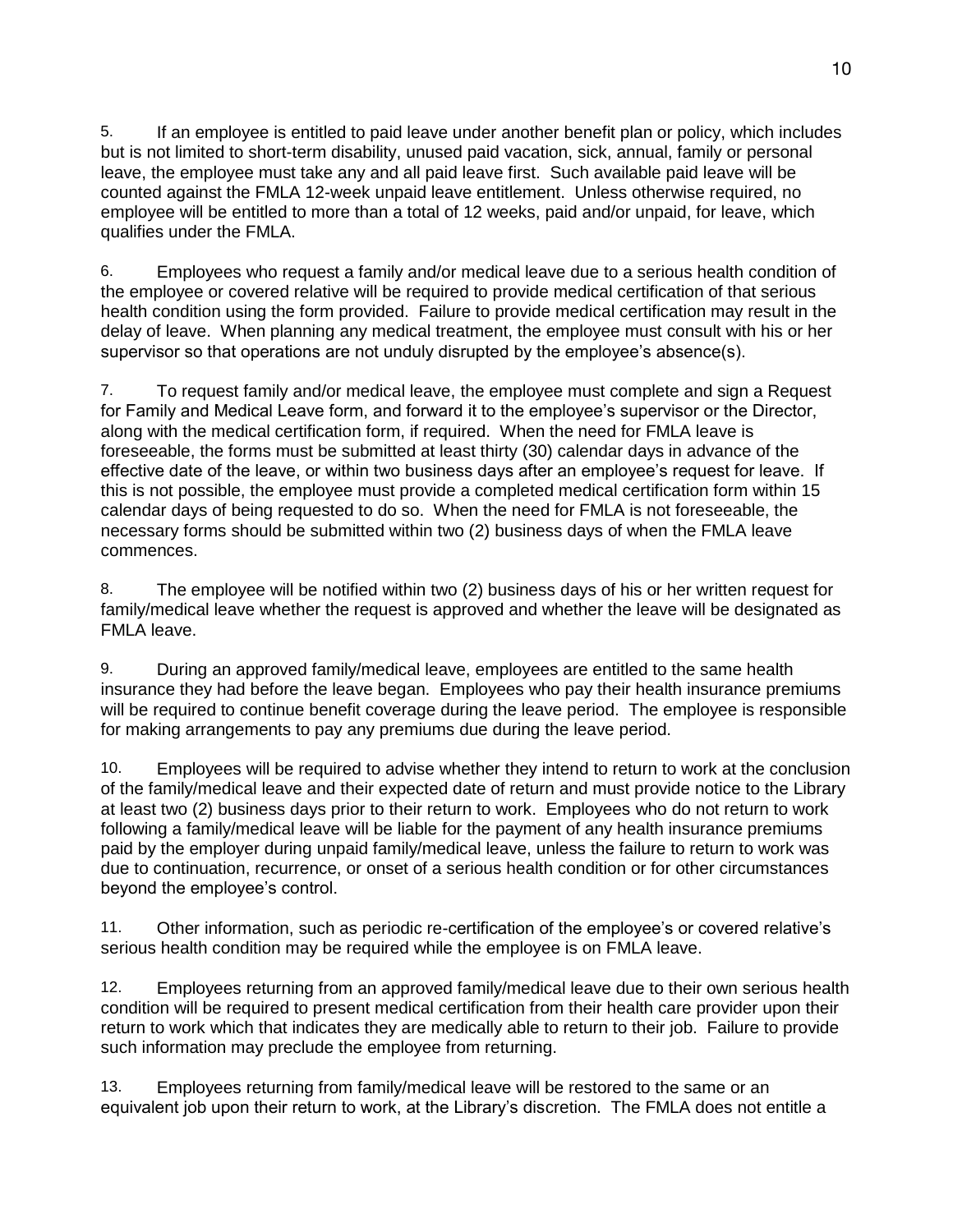5. If an employee is entitled to paid leave under another benefit plan or policy, which includes but is not limited to short-term disability, unused paid vacation, sick, annual, family or personal leave, the employee must take any and all paid leave first. Such available paid leave will be counted against the FMLA 12-week unpaid leave entitlement. Unless otherwise required, no employee will be entitled to more than a total of 12 weeks, paid and/or unpaid, for leave, which qualifies under the FMLA.

6. Employees who request a family and/or medical leave due to a serious health condition of the employee or covered relative will be required to provide medical certification of that serious health condition using the form provided. Failure to provide medical certification may result in the delay of leave. When planning any medical treatment, the employee must consult with his or her supervisor so that operations are not unduly disrupted by the employee's absence(s).

7. To request family and/or medical leave, the employee must complete and sign a Request for Family and Medical Leave form, and forward it to the employee's supervisor or the Director, along with the medical certification form, if required. When the need for FMLA leave is foreseeable, the forms must be submitted at least thirty (30) calendar days in advance of the effective date of the leave, or within two business days after an employee's request for leave. If this is not possible, the employee must provide a completed medical certification form within 15 calendar days of being requested to do so. When the need for FMLA is not foreseeable, the necessary forms should be submitted within two (2) business days of when the FMLA leave commences.

8. The employee will be notified within two (2) business days of his or her written request for family/medical leave whether the request is approved and whether the leave will be designated as FMLA leave.

9. During an approved family/medical leave, employees are entitled to the same health insurance they had before the leave began. Employees who pay their health insurance premiums will be required to continue benefit coverage during the leave period. The employee is responsible for making arrangements to pay any premiums due during the leave period.

10. Employees will be required to advise whether they intend to return to work at the conclusion of the family/medical leave and their expected date of return and must provide notice to the Library at least two (2) business days prior to their return to work. Employees who do not return to work following a family/medical leave will be liable for the payment of any health insurance premiums paid by the employer during unpaid family/medical leave, unless the failure to return to work was due to continuation, recurrence, or onset of a serious health condition or for other circumstances beyond the employee's control.

11. Other information, such as periodic re-certification of the employee's or covered relative's serious health condition may be required while the employee is on FMLA leave.

12. Employees returning from an approved family/medical leave due to their own serious health condition will be required to present medical certification from their health care provider upon their return to work which that indicates they are medically able to return to their job. Failure to provide such information may preclude the employee from returning.

13. Employees returning from family/medical leave will be restored to the same or an equivalent job upon their return to work, at the Library's discretion. The FMLA does not entitle a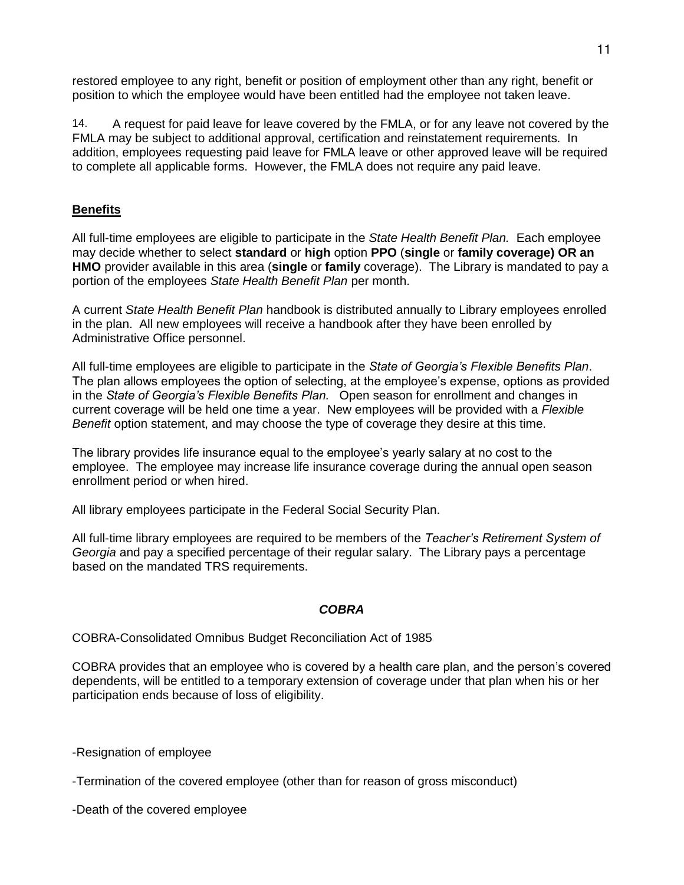restored employee to any right, benefit or position of employment other than any right, benefit or position to which the employee would have been entitled had the employee not taken leave.

14. A request for paid leave for leave covered by the FMLA, or for any leave not covered by the FMLA may be subject to additional approval, certification and reinstatement requirements. In addition, employees requesting paid leave for FMLA leave or other approved leave will be required to complete all applicable forms. However, the FMLA does not require any paid leave.

## Benefits

All full-time employees are eligible to participate in the *State Health Benefit Plan.* Each employee may decide whether to select **standard** or **high** option **PPO** (**single** or **family coverage) OR an HMO** provider available in this area (**single** or **family** coverage). The Library is mandated to pay a portion of the employees *State Health Benefit Plan* per month.

A current *State Health Benefit Plan* handbook is distributed annually to Library employees enrolled in the plan. All new employees will receive a handbook after they have been enrolled by Administrative Office personnel.

All full-time employees are eligible to participate in the *State of Georgia's Flexible Benefits Plan*. The plan allows employees the option of selecting, at the employee's expense, options as provided in the *State of Georgia's Flexible Benefits Plan.* Open season for enrollment and changes in current coverage will be held one time a year. New employees will be provided with a *Flexible Benefit* option statement, and may choose the type of coverage they desire at this time.

The library provides life insurance equal to the employee's yearly salary at no cost to the employee. The employee may increase life insurance coverage during the annual open season enrollment period or when hired.

All library employees participate in the Federal Social Security Plan.

All full-time library employees are required to be members of the *Teacher's Retirement System of Georgia* and pay a specified percentage of their regular salary. The Library pays a percentage based on the mandated TRS requirements.

### ***COBRA***

COBRA-Consolidated Omnibus Budget Reconciliation Act of 1985

COBRA provides that an employee who is covered by a health care plan, and the person's covered dependents, will be entitled to a temporary extension of coverage under that plan when his or her participation ends because of loss of eligibility.

-Resignation of employee

-Termination of the covered employee (other than for reason of gross misconduct)

-Death of the covered employee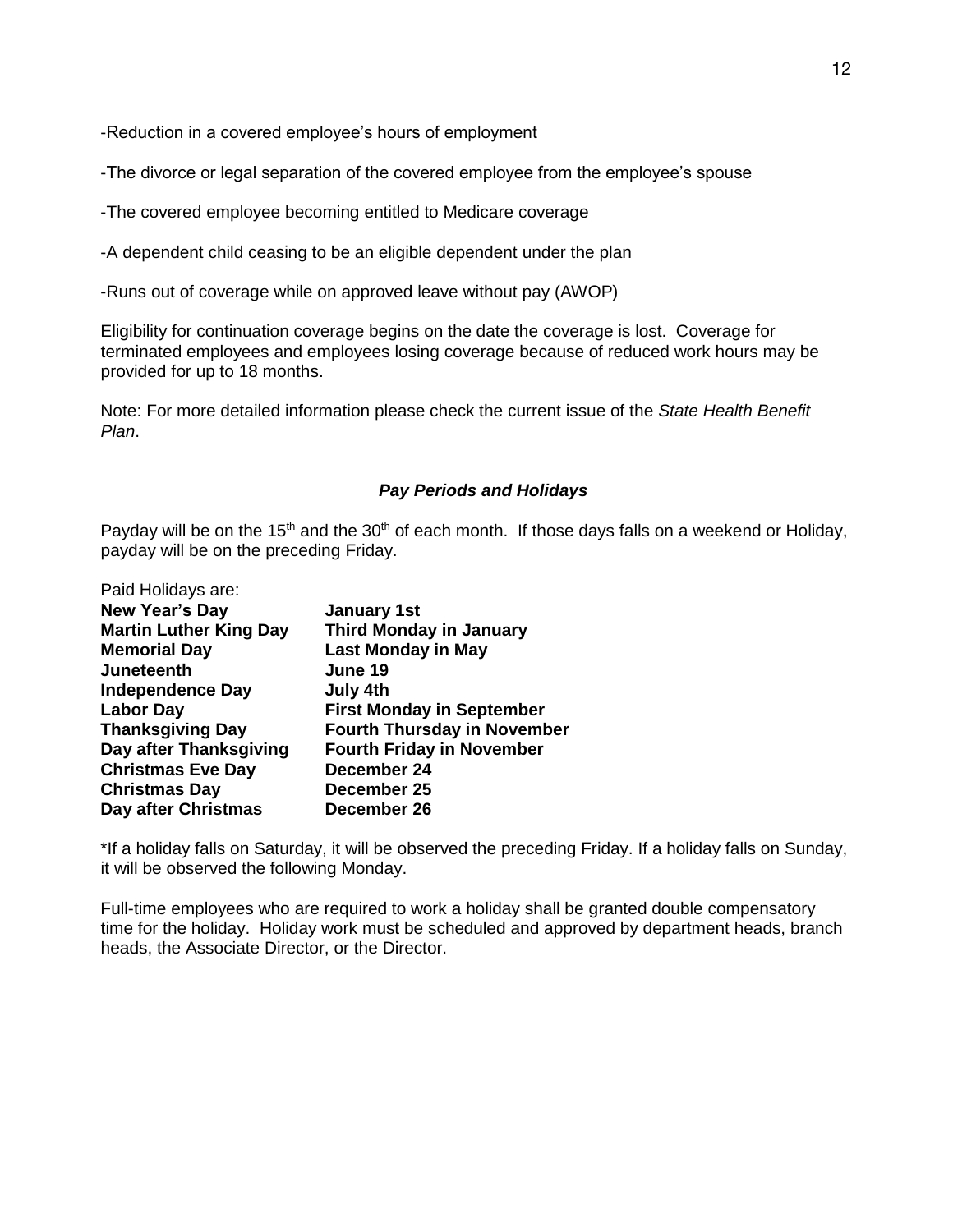-Reduction in a covered employee's hours of employment

-The divorce or legal separation of the covered employee from the employee's spouse

-The covered employee becoming entitled to Medicare coverage

-A dependent child ceasing to be an eligible dependent under the plan

-Runs out of coverage while on approved leave without pay (AWOP)

Eligibility for continuation coverage begins on the date the coverage is lost. Coverage for terminated employees and employees losing coverage because of reduced work hours may be provided for up to 18 months.

Note: For more detailed information please check the current issue of the *State Health Benefit Plan*.

### *Pay Periods and Holidays*

Payday will be on the 15th and the 30th of each month. If those days falls on a weekend or Holiday, payday will be on the preceding Friday.

Paid Holidays are:

| | |
|---|---|
| **New Year's Day** | **January 1st** |
| **Martin Luther King Day** | **Third Monday in January** |
| **Memorial Day** | **Last Monday in May** |
| **Juneteenth** | **June 19** |
| **Independence Day** | **July 4th** |
| **Labor Day** | **First Monday in September** |
| **Thanksgiving Day** | **Fourth Thursday in November** |
| **Day after Thanksgiving** | **Fourth Friday in November** |
| **Christmas Eve Day** | **December 24** |
| **Christmas Day** | **December 25** |
| **Day after Christmas** | **December 26** |

*If a holiday falls on Saturday, it will be observed the preceding Friday. If a holiday falls on Sunday, it will be observed the following Monday.

Full-time employees who are required to work a holiday shall be granted double compensatory time for the holiday. Holiday work must be scheduled and approved by department heads, branch heads, the Associate Director, or the Director.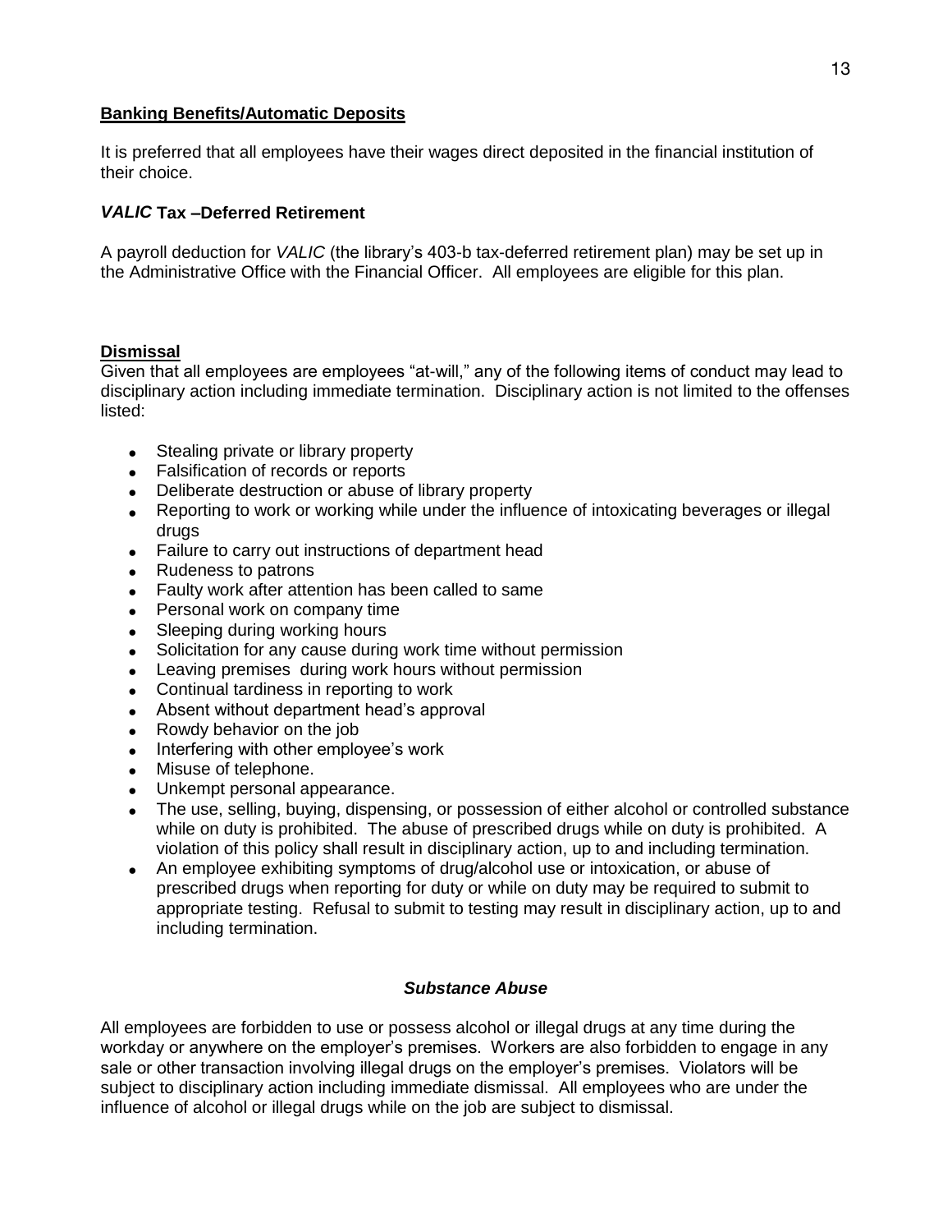## Banking Benefits/Automatic Deposits

It is preferred that all employees have their wages direct deposited in the financial institution of their choice.

### *VALIC* Tax –Deferred Retirement

A payroll deduction for *VALIC* (the library's 403-b tax-deferred retirement plan) may be set up in the Administrative Office with the Financial Officer. All employees are eligible for this plan.

## Dismissal

Given that all employees are employees "at-will," any of the following items of conduct may lead to disciplinary action including immediate termination. Disciplinary action is not limited to the offenses listed:

- Stealing private or library property
- Falsification of records or reports
- Deliberate destruction or abuse of library property
- Reporting to work or working while under the influence of intoxicating beverages or illegal drugs
- Failure to carry out instructions of department head
- Rudeness to patrons
- Faulty work after attention has been called to same
- Personal work on company time
- Sleeping during working hours
- Solicitation for any cause during work time without permission
- Leaving premises during work hours without permission
- Continual tardiness in reporting to work
- Absent without department head's approval
- Rowdy behavior on the job
- Interfering with other employee's work
- Misuse of telephone.
- Unkempt personal appearance.
- The use, selling, buying, dispensing, or possession of either alcohol or controlled substance while on duty is prohibited. The abuse of prescribed drugs while on duty is prohibited. A violation of this policy shall result in disciplinary action, up to and including termination.
- An employee exhibiting symptoms of drug/alcohol use or intoxication, or abuse of prescribed drugs when reporting for duty or while on duty may be required to submit to appropriate testing. Refusal to submit to testing may result in disciplinary action, up to and including termination.

### *Substance Abuse*

All employees are forbidden to use or possess alcohol or illegal drugs at any time during the workday or anywhere on the employer's premises. Workers are also forbidden to engage in any sale or other transaction involving illegal drugs on the employer's premises. Violators will be subject to disciplinary action including immediate dismissal. All employees who are under the influence of alcohol or illegal drugs while on the job are subject to dismissal.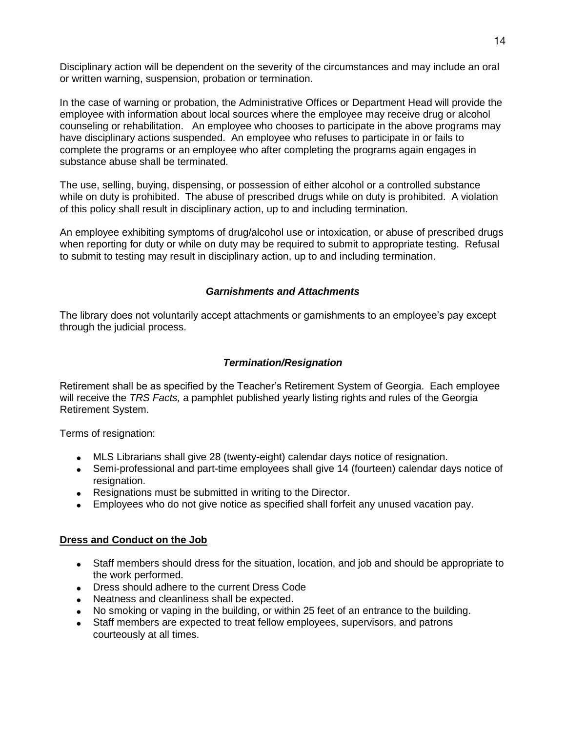Disciplinary action will be dependent on the severity of the circumstances and may include an oral or written warning, suspension, probation or termination.

In the case of warning or probation, the Administrative Offices or Department Head will provide the employee with information about local sources where the employee may receive drug or alcohol counseling or rehabilitation. An employee who chooses to participate in the above programs may have disciplinary actions suspended. An employee who refuses to participate in or fails to complete the programs or an employee who after completing the programs again engages in substance abuse shall be terminated.

The use, selling, buying, dispensing, or possession of either alcohol or a controlled substance while on duty is prohibited. The abuse of prescribed drugs while on duty is prohibited. A violation of this policy shall result in disciplinary action, up to and including termination.

An employee exhibiting symptoms of drug/alcohol use or intoxication, or abuse of prescribed drugs when reporting for duty or while on duty may be required to submit to appropriate testing. Refusal to submit to testing may result in disciplinary action, up to and including termination.

### *Garnishments and Attachments*

The library does not voluntarily accept attachments or garnishments to an employee's pay except through the judicial process.

### *Termination/Resignation*

Retirement shall be as specified by the Teacher's Retirement System of Georgia. Each employee will receive the *TRS Facts,* a pamphlet published yearly listing rights and rules of the Georgia Retirement System.

Terms of resignation:

- MLS Librarians shall give 28 (twenty-eight) calendar days notice of resignation.
- Semi-professional and part-time employees shall give 14 (fourteen) calendar days notice of resignation.
- Resignations must be submitted in writing to the Director.
- Employees who do not give notice as specified shall forfeit any unused vacation pay.

## **Dress and Conduct on the Job**

- Staff members should dress for the situation, location, and job and should be appropriate to the work performed.
- Dress should adhere to the current Dress Code
- Neatness and cleanliness shall be expected.
- No smoking or vaping in the building, or within 25 feet of an entrance to the building.
- Staff members are expected to treat fellow employees, supervisors, and patrons courteously at all times.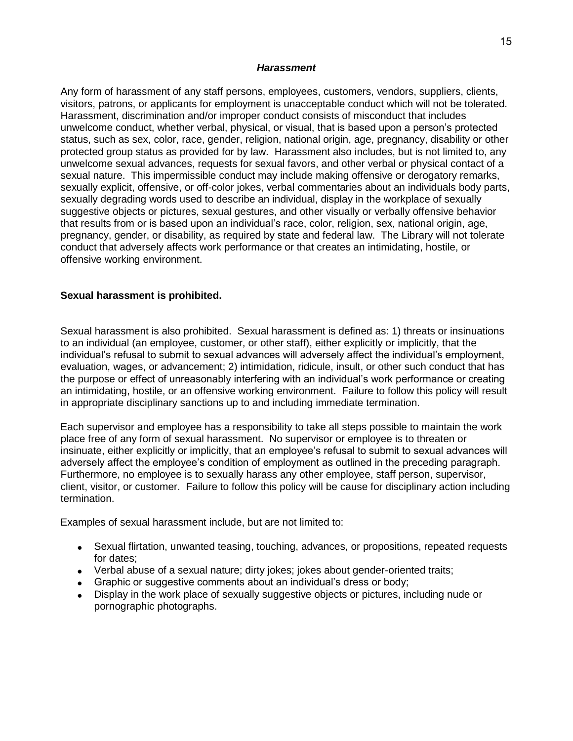### *Harassment*

Any form of harassment of any staff persons, employees, customers, vendors, suppliers, clients, visitors, patrons, or applicants for employment is unacceptable conduct which will not be tolerated. Harassment, discrimination and/or improper conduct consists of misconduct that includes unwelcome conduct, whether verbal, physical, or visual, that is based upon a person's protected status, such as sex, color, race, gender, religion, national origin, age, pregnancy, disability or other protected group status as provided for by law. Harassment also includes, but is not limited to, any unwelcome sexual advances, requests for sexual favors, and other verbal or physical contact of a sexual nature. This impermissible conduct may include making offensive or derogatory remarks, sexually explicit, offensive, or off-color jokes, verbal commentaries about an individuals body parts, sexually degrading words used to describe an individual, display in the workplace of sexually suggestive objects or pictures, sexual gestures, and other visually or verbally offensive behavior that results from or is based upon an individual's race, color, religion, sex, national origin, age, pregnancy, gender, or disability, as required by state and federal law. The Library will not tolerate conduct that adversely affects work performance or that creates an intimidating, hostile, or offensive working environment.

**Sexual harassment is prohibited.**

Sexual harassment is also prohibited. Sexual harassment is defined as: 1) threats or insinuations to an individual (an employee, customer, or other staff), either explicitly or implicitly, that the individual's refusal to submit to sexual advances will adversely affect the individual's employment, evaluation, wages, or advancement; 2) intimidation, ridicule, insult, or other such conduct that has the purpose or effect of unreasonably interfering with an individual's work performance or creating an intimidating, hostile, or an offensive working environment. Failure to follow this policy will result in appropriate disciplinary sanctions up to and including immediate termination.

Each supervisor and employee has a responsibility to take all steps possible to maintain the work place free of any form of sexual harassment. No supervisor or employee is to threaten or insinuate, either explicitly or implicitly, that an employee's refusal to submit to sexual advances will adversely affect the employee's condition of employment as outlined in the preceding paragraph. Furthermore, no employee is to sexually harass any other employee, staff person, supervisor, client, visitor, or customer. Failure to follow this policy will be cause for disciplinary action including termination.

Examples of sexual harassment include, but are not limited to:

- Sexual flirtation, unwanted teasing, touching, advances, or propositions, repeated requests for dates;
- Verbal abuse of a sexual nature; dirty jokes; jokes about gender-oriented traits;
- Graphic or suggestive comments about an individual's dress or body;
- Display in the work place of sexually suggestive objects or pictures, including nude or pornographic photographs.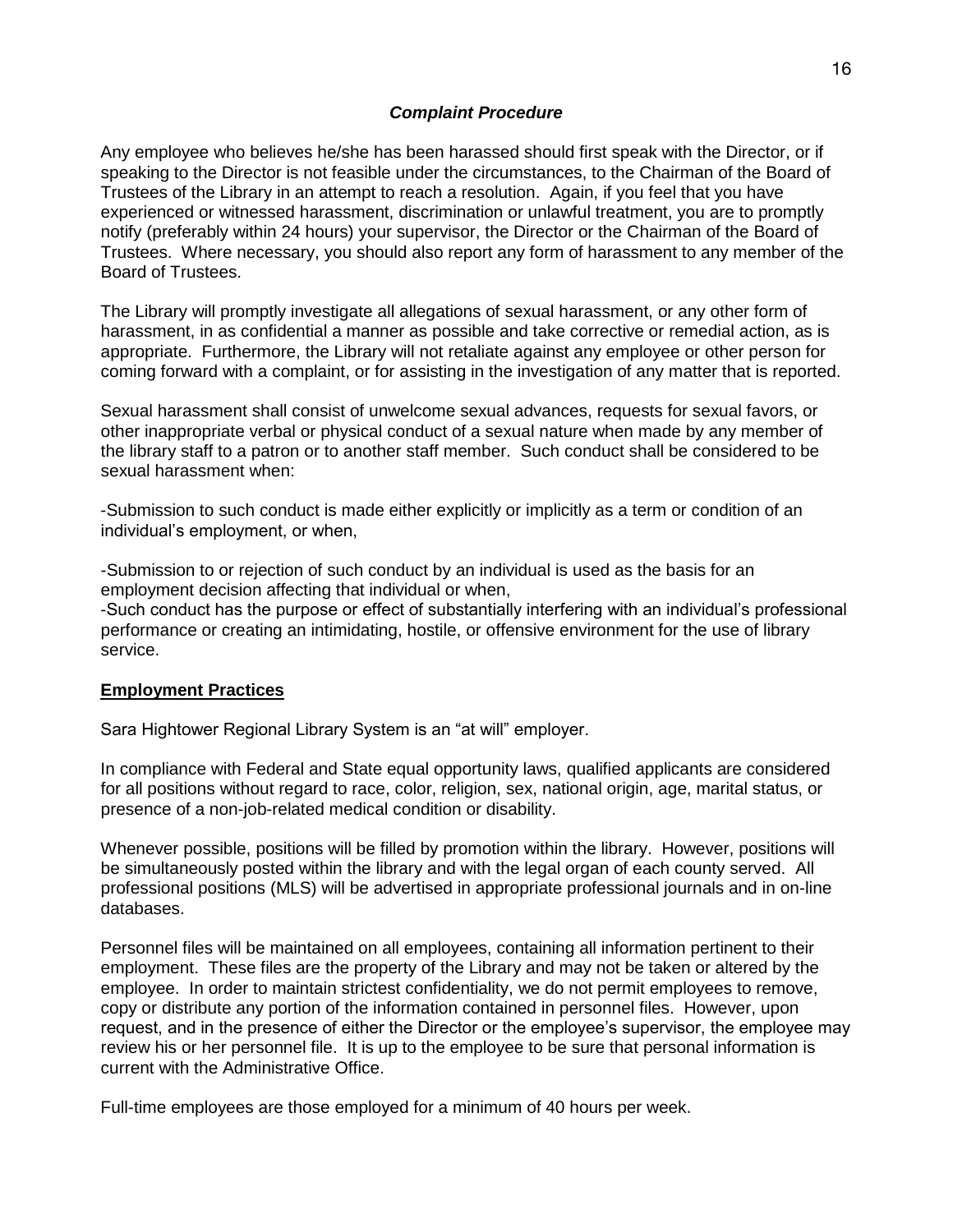### *Complaint Procedure*

Any employee who believes he/she has been harassed should first speak with the Director, or if speaking to the Director is not feasible under the circumstances, to the Chairman of the Board of Trustees of the Library in an attempt to reach a resolution. Again, if you feel that you have experienced or witnessed harassment, discrimination or unlawful treatment, you are to promptly notify (preferably within 24 hours) your supervisor, the Director or the Chairman of the Board of Trustees. Where necessary, you should also report any form of harassment to any member of the Board of Trustees.

The Library will promptly investigate all allegations of sexual harassment, or any other form of harassment, in as confidential a manner as possible and take corrective or remedial action, as is appropriate. Furthermore, the Library will not retaliate against any employee or other person for coming forward with a complaint, or for assisting in the investigation of any matter that is reported.

Sexual harassment shall consist of unwelcome sexual advances, requests for sexual favors, or other inappropriate verbal or physical conduct of a sexual nature when made by any member of the library staff to a patron or to another staff member. Such conduct shall be considered to be sexual harassment when:

-Submission to such conduct is made either explicitly or implicitly as a term or condition of an individual's employment, or when,

-Submission to or rejection of such conduct by an individual is used as the basis for an employment decision affecting that individual or when,
-Such conduct has the purpose or effect of substantially interfering with an individual's professional performance or creating an intimidating, hostile, or offensive environment for the use of library service.

## Employment Practices

Sara Hightower Regional Library System is an "at will" employer.

In compliance with Federal and State equal opportunity laws, qualified applicants are considered for all positions without regard to race, color, religion, sex, national origin, age, marital status, or presence of a non-job-related medical condition or disability.

Whenever possible, positions will be filled by promotion within the library. However, positions will be simultaneously posted within the library and with the legal organ of each county served. All professional positions (MLS) will be advertised in appropriate professional journals and in on-line databases.

Personnel files will be maintained on all employees, containing all information pertinent to their employment. These files are the property of the Library and may not be taken or altered by the employee. In order to maintain strictest confidentiality, we do not permit employees to remove, copy or distribute any portion of the information contained in personnel files. However, upon request, and in the presence of either the Director or the employee's supervisor, the employee may review his or her personnel file. It is up to the employee to be sure that personal information is current with the Administrative Office.

Full-time employees are those employed for a minimum of 40 hours per week.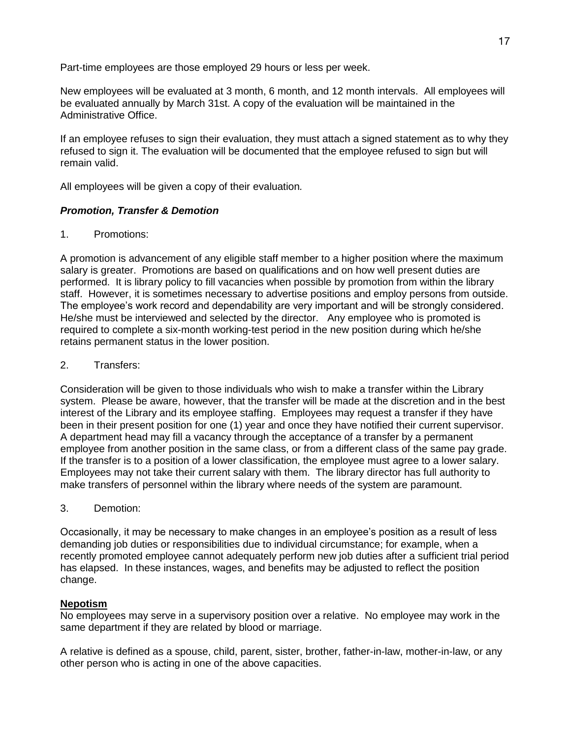Part-time employees are those employed 29 hours or less per week.

New employees will be evaluated at 3 month, 6 month, and 12 month intervals. All employees will be evaluated annually by March 31st. A copy of the evaluation will be maintained in the Administrative Office.

If an employee refuses to sign their evaluation, they must attach a signed statement as to why they refused to sign it. The evaluation will be documented that the employee refused to sign but will remain valid.

All employees will be given a copy of their evaluation.

### ***Promotion, Transfer & Demotion***

1. Promotions:

A promotion is advancement of any eligible staff member to a higher position where the maximum salary is greater. Promotions are based on qualifications and on how well present duties are performed. It is library policy to fill vacancies when possible by promotion from within the library staff. However, it is sometimes necessary to advertise positions and employ persons from outside. The employee's work record and dependability are very important and will be strongly considered. He/she must be interviewed and selected by the director. Any employee who is promoted is required to complete a six-month working-test period in the new position during which he/she retains permanent status in the lower position.

2. Transfers:

Consideration will be given to those individuals who wish to make a transfer within the Library system. Please be aware, however, that the transfer will be made at the discretion and in the best interest of the Library and its employee staffing. Employees may request a transfer if they have been in their present position for one (1) year and once they have notified their current supervisor. A department head may fill a vacancy through the acceptance of a transfer by a permanent employee from another position in the same class, or from a different class of the same pay grade. If the transfer is to a position of a lower classification, the employee must agree to a lower salary. Employees may not take their current salary with them. The library director has full authority to make transfers of personnel within the library where needs of the system are paramount.

3. Demotion:

Occasionally, it may be necessary to make changes in an employee's position as a result of less demanding job duties or responsibilities due to individual circumstance; for example, when a recently promoted employee cannot adequately perform new job duties after a sufficient trial period has elapsed. In these instances, wages, and benefits may be adjusted to reflect the position change.

### **Nepotism**

No employees may serve in a supervisory position over a relative. No employee may work in the same department if they are related by blood or marriage.

A relative is defined as a spouse, child, parent, sister, brother, father-in-law, mother-in-law, or any other person who is acting in one of the above capacities.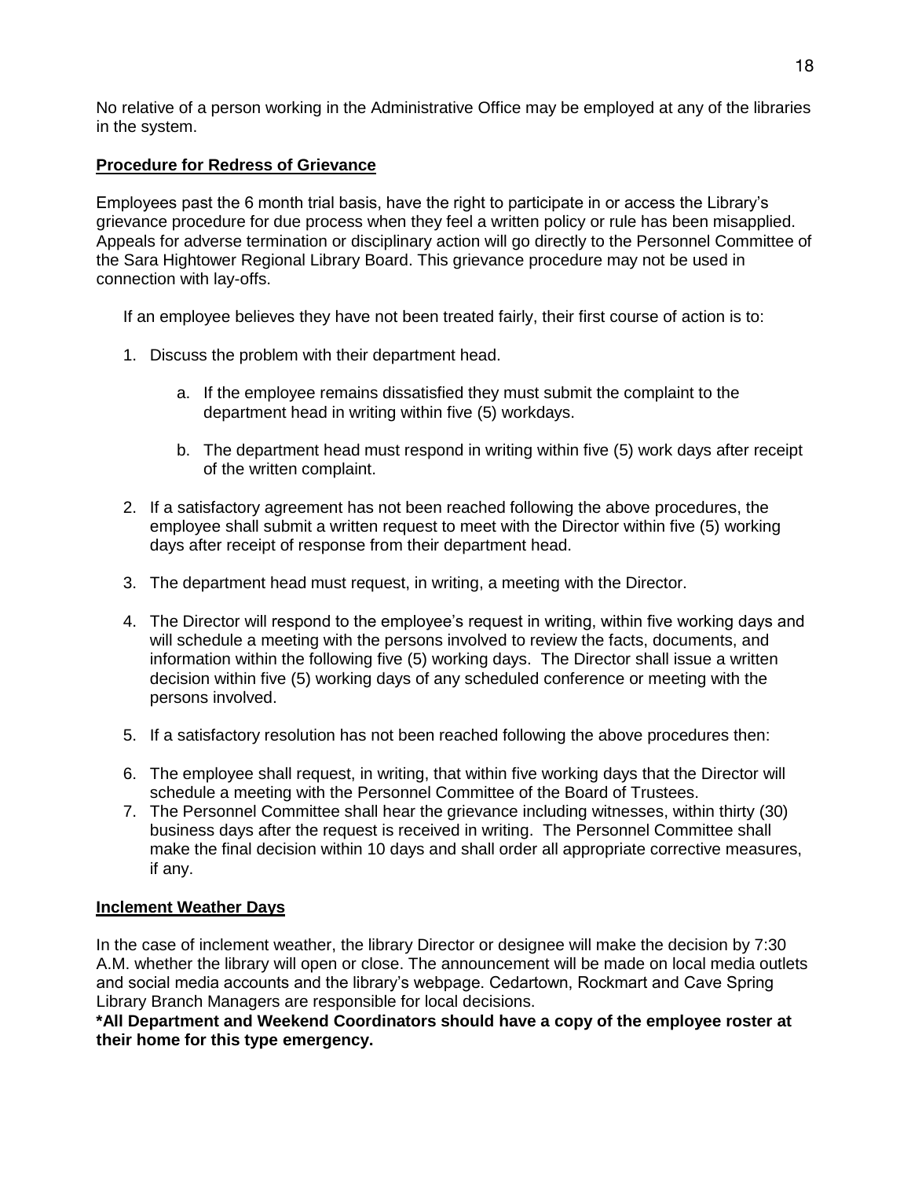No relative of a person working in the Administrative Office may be employed at any of the libraries in the system.

## **Procedure for Redress of Grievance**

Employees past the 6 month trial basis, have the right to participate in or access the Library's grievance procedure for due process when they feel a written policy or rule has been misapplied. Appeals for adverse termination or disciplinary action will go directly to the Personnel Committee of the Sara Hightower Regional Library Board. This grievance procedure may not be used in connection with lay-offs.

If an employee believes they have not been treated fairly, their first course of action is to:

1. Discuss the problem with their department head.
    a. If the employee remains dissatisfied they must submit the complaint to the department head in writing within five (5) workdays.
    b. The department head must respond in writing within five (5) work days after receipt of the written complaint.
2. If a satisfactory agreement has not been reached following the above procedures, the employee shall submit a written request to meet with the Director within five (5) working days after receipt of response from their department head.
3. The department head must request, in writing, a meeting with the Director.
4. The Director will respond to the employee's request in writing, within five working days and will schedule a meeting with the persons involved to review the facts, documents, and information within the following five (5) working days. The Director shall issue a written decision within five (5) working days of any scheduled conference or meeting with the persons involved.
5. If a satisfactory resolution has not been reached following the above procedures then:
6. The employee shall request, in writing, that within five working days that the Director will schedule a meeting with the Personnel Committee of the Board of Trustees.
7. The Personnel Committee shall hear the grievance including witnesses, within thirty (30) business days after the request is received in writing. The Personnel Committee shall make the final decision within 10 days and shall order all appropriate corrective measures, if any.

## **Inclement Weather Days**

In the case of inclement weather, the library Director or designee will make the decision by 7:30 A.M. whether the library will open or close. The announcement will be made on local media outlets and social media accounts and the library's webpage. Cedartown, Rockmart and Cave Spring Library Branch Managers are responsible for local decisions.

**\*All Department and Weekend Coordinators should have a copy of the employee roster at their home for this type emergency.**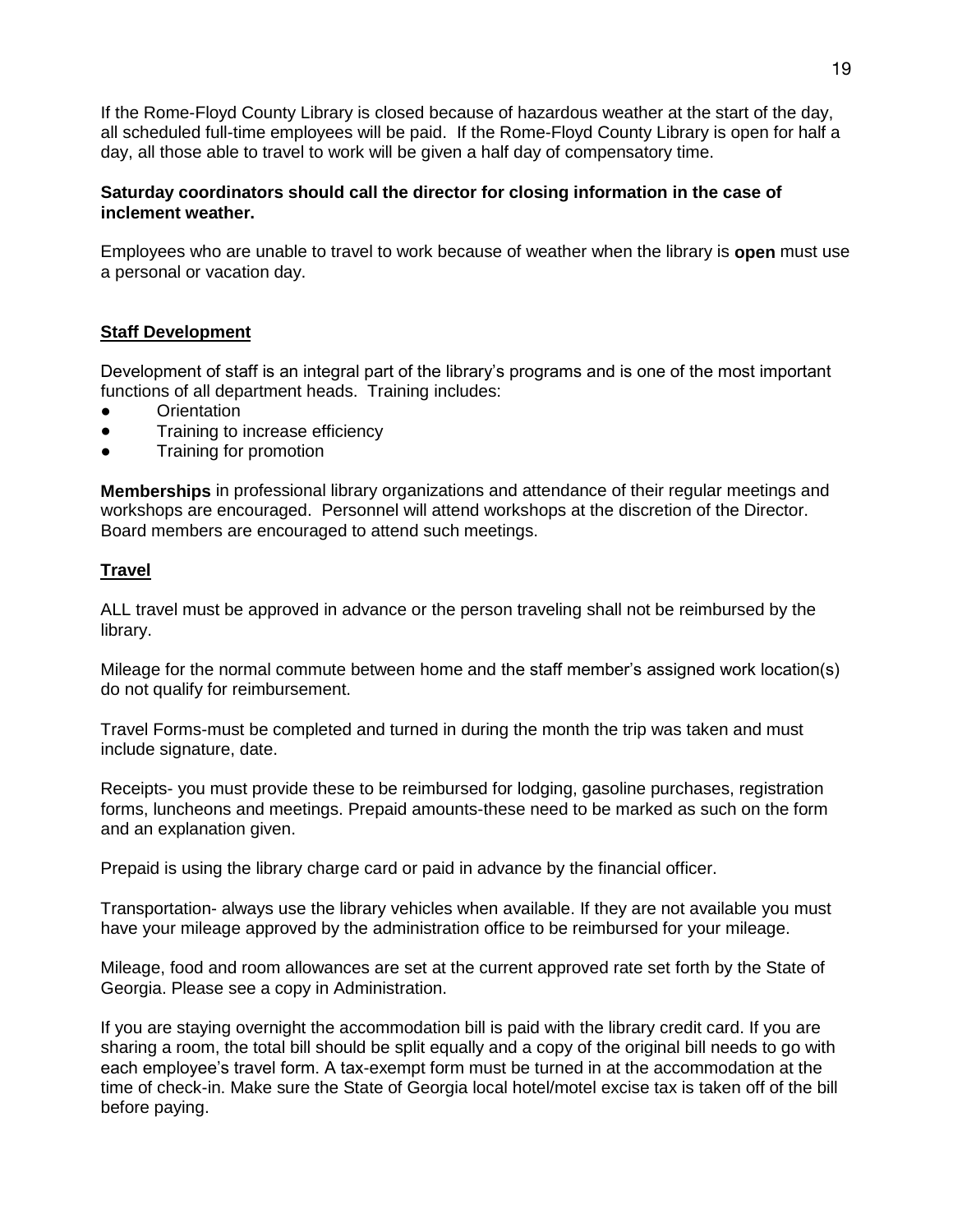If the Rome-Floyd County Library is closed because of hazardous weather at the start of the day, all scheduled full-time employees will be paid. If the Rome-Floyd County Library is open for half a day, all those able to travel to work will be given a half day of compensatory time.

**Saturday coordinators should call the director for closing information in the case of inclement weather.**

Employees who are unable to travel to work because of weather when the library is **open** must use a personal or vacation day.

## Staff Development

Development of staff is an integral part of the library's programs and is one of the most important functions of all department heads. Training includes:

- Orientation
- Training to increase efficiency
- Training for promotion

**Memberships** in professional library organizations and attendance of their regular meetings and workshops are encouraged. Personnel will attend workshops at the discretion of the Director. Board members are encouraged to attend such meetings.

## Travel

ALL travel must be approved in advance or the person traveling shall not be reimbursed by the library.

Mileage for the normal commute between home and the staff member's assigned work location(s) do not qualify for reimbursement.

Travel Forms-must be completed and turned in during the month the trip was taken and must include signature, date.

Receipts- you must provide these to be reimbursed for lodging, gasoline purchases, registration forms, luncheons and meetings. Prepaid amounts-these need to be marked as such on the form and an explanation given.

Prepaid is using the library charge card or paid in advance by the financial officer.

Transportation- always use the library vehicles when available. If they are not available you must have your mileage approved by the administration office to be reimbursed for your mileage.

Mileage, food and room allowances are set at the current approved rate set forth by the State of Georgia. Please see a copy in Administration.

If you are staying overnight the accommodation bill is paid with the library credit card. If you are sharing a room, the total bill should be split equally and a copy of the original bill needs to go with each employee's travel form. A tax-exempt form must be turned in at the accommodation at the time of check-in. Make sure the State of Georgia local hotel/motel excise tax is taken off of the bill before paying.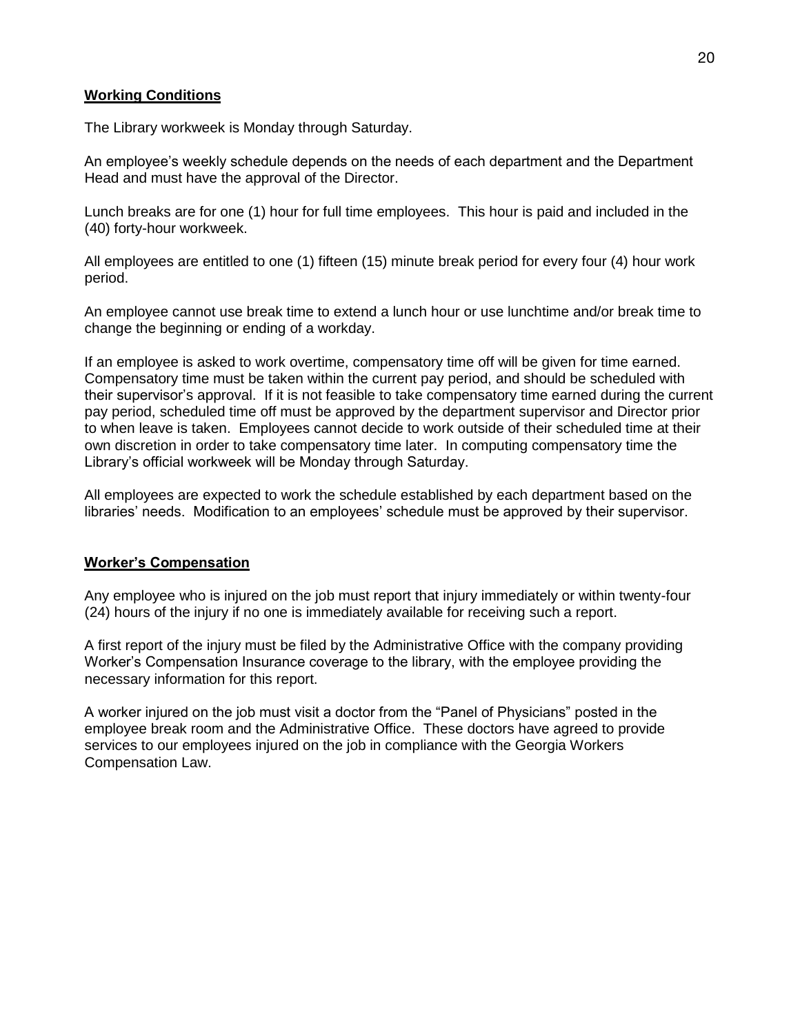**Working Conditions**

The Library workweek is Monday through Saturday.

An employee's weekly schedule depends on the needs of each department and the Department Head and must have the approval of the Director.

Lunch breaks are for one (1) hour for full time employees. This hour is paid and included in the (40) forty-hour workweek.

All employees are entitled to one (1) fifteen (15) minute break period for every four (4) hour work period.

An employee cannot use break time to extend a lunch hour or use lunchtime and/or break time to change the beginning or ending of a workday.

If an employee is asked to work overtime, compensatory time off will be given for time earned. Compensatory time must be taken within the current pay period, and should be scheduled with their supervisor's approval. If it is not feasible to take compensatory time earned during the current pay period, scheduled time off must be approved by the department supervisor and Director prior to when leave is taken. Employees cannot decide to work outside of their scheduled time at their own discretion in order to take compensatory time later. In computing compensatory time the Library's official workweek will be Monday through Saturday.

All employees are expected to work the schedule established by each department based on the libraries' needs. Modification to an employees' schedule must be approved by their supervisor.

**Worker's Compensation**

Any employee who is injured on the job must report that injury immediately or within twenty-four (24) hours of the injury if no one is immediately available for receiving such a report.

A first report of the injury must be filed by the Administrative Office with the company providing Worker's Compensation Insurance coverage to the library, with the employee providing the necessary information for this report.

A worker injured on the job must visit a doctor from the "Panel of Physicians" posted in the employee break room and the Administrative Office. These doctors have agreed to provide services to our employees injured on the job in compliance with the Georgia Workers Compensation Law.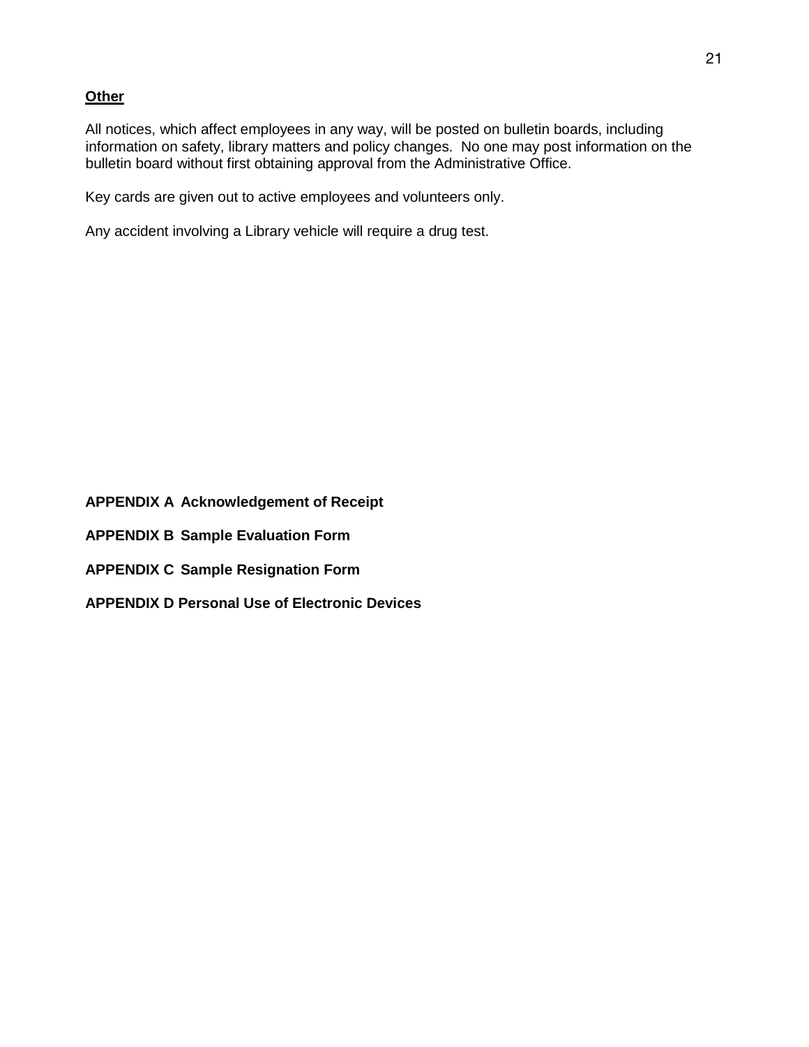**Other**

All notices, which affect employees in any way, will be posted on bulletin boards, including information on safety, library matters and policy changes. No one may post information on the bulletin board without first obtaining approval from the Administrative Office.

Key cards are given out to active employees and volunteers only.

Any accident involving a Library vehicle will require a drug test.

**APPENDIX A Acknowledgement of Receipt**

**APPENDIX B Sample Evaluation Form**

**APPENDIX C Sample Resignation Form**

**APPENDIX D Personal Use of Electronic Devices**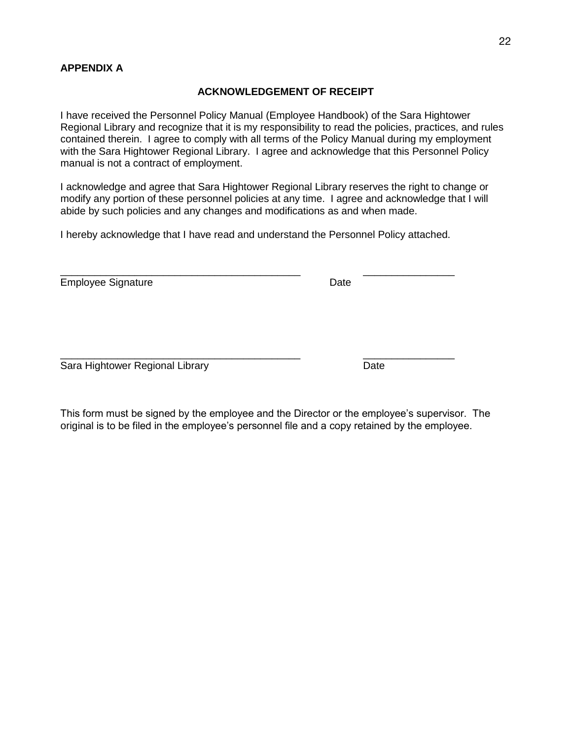**APPENDIX A**

## ACKNOWLEDGEMENT OF RECEIPT

I have received the Personnel Policy Manual (Employee Handbook) of the Sara Hightower Regional Library and recognize that it is my responsibility to read the policies, practices, and rules contained therein. I agree to comply with all terms of the Policy Manual during my employment with the Sara Hightower Regional Library. I agree and acknowledge that this Personnel Policy manual is not a contract of employment.

I acknowledge and agree that Sara Hightower Regional Library reserves the right to change or modify any portion of these personnel policies at any time. I agree and acknowledge that I will abide by such policies and any changes and modifications as and when made.

I hereby acknowledge that I have read and understand the Personnel Policy attached.

___________________________________________ &nbsp;&nbsp;&nbsp;&nbsp; ________________

Employee Signature &nbsp;&nbsp;&nbsp;&nbsp; Date

___________________________________________ &nbsp;&nbsp;&nbsp;&nbsp; ________________

Sara Hightower Regional Library &nbsp;&nbsp;&nbsp;&nbsp; Date

This form must be signed by the employee and the Director or the employee's supervisor. The original is to be filed in the employee's personnel file and a copy retained by the employee.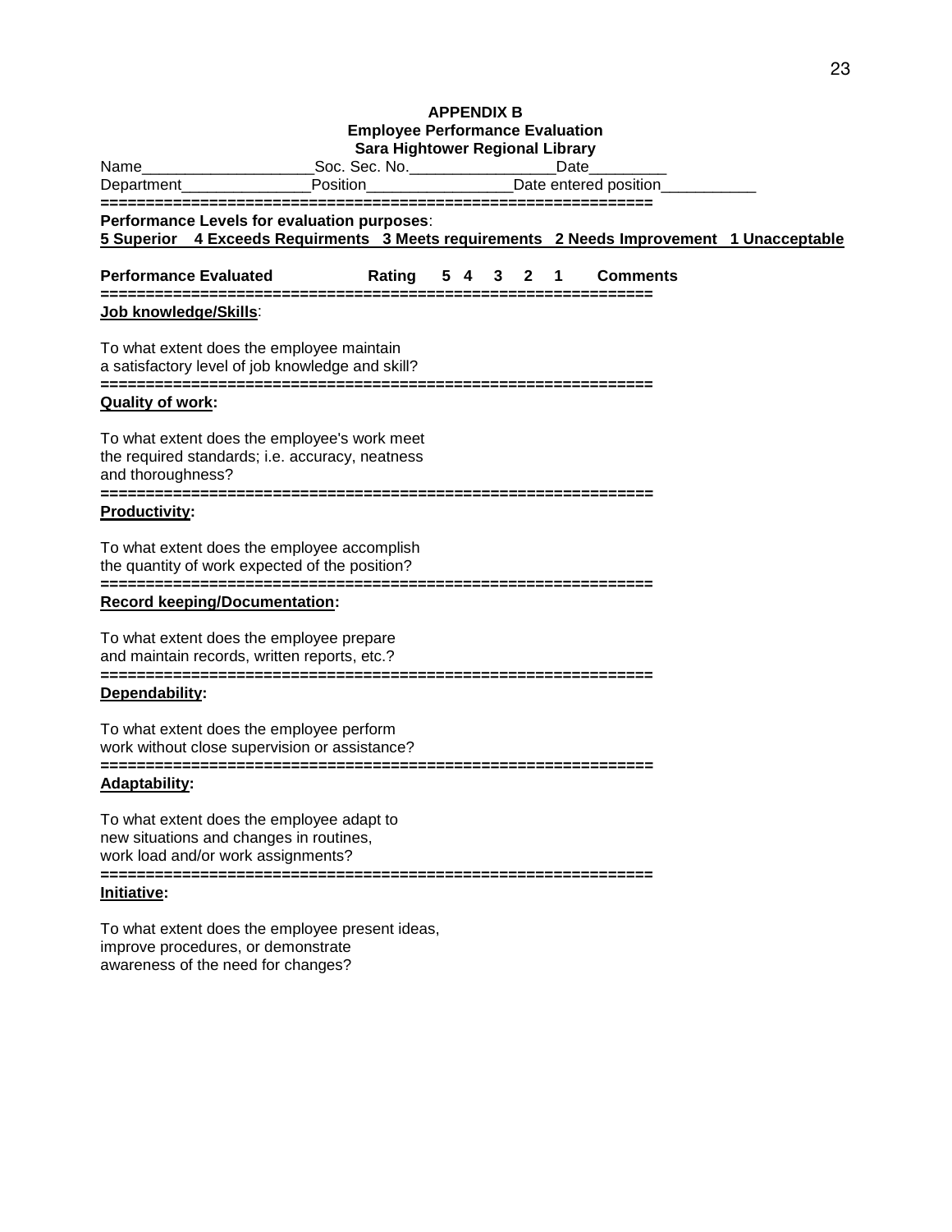**APPENDIX B**
**Employee Performance Evaluation**
**Sara Hightower Regional Library**

Name____________________Soc. Sec. No.________________Date_________
Department_______________Position_________________Date entered position___________

============================================================

**Performance Levels for evaluation purposes**:
**5 Superior 4 Exceeds Requirments 3 Meets requirements 2 Needs Improvement 1 Unacceptable**

**Performance Evaluated Rating 5 4 3 2 1 Comments**

============================================================

**Job knowledge/Skills**:

To what extent does the employee maintain a satisfactory level of job knowledge and skill?

============================================================

**Quality of work:**

To what extent does the employee's work meet the required standards; i.e. accuracy, neatness and thoroughness?

============================================================

**Productivity:**

To what extent does the employee accomplish the quantity of work expected of the position?

============================================================

**Record keeping/Documentation:**

To what extent does the employee prepare and maintain records, written reports, etc.?

============================================================

**Dependability:**

To what extent does the employee perform work without close supervision or assistance?

============================================================

**Adaptability:**

To what extent does the employee adapt to new situations and changes in routines, work load and/or work assignments?

============================================================

**Initiative:**

To what extent does the employee present ideas, improve procedures, or demonstrate awareness of the need for changes?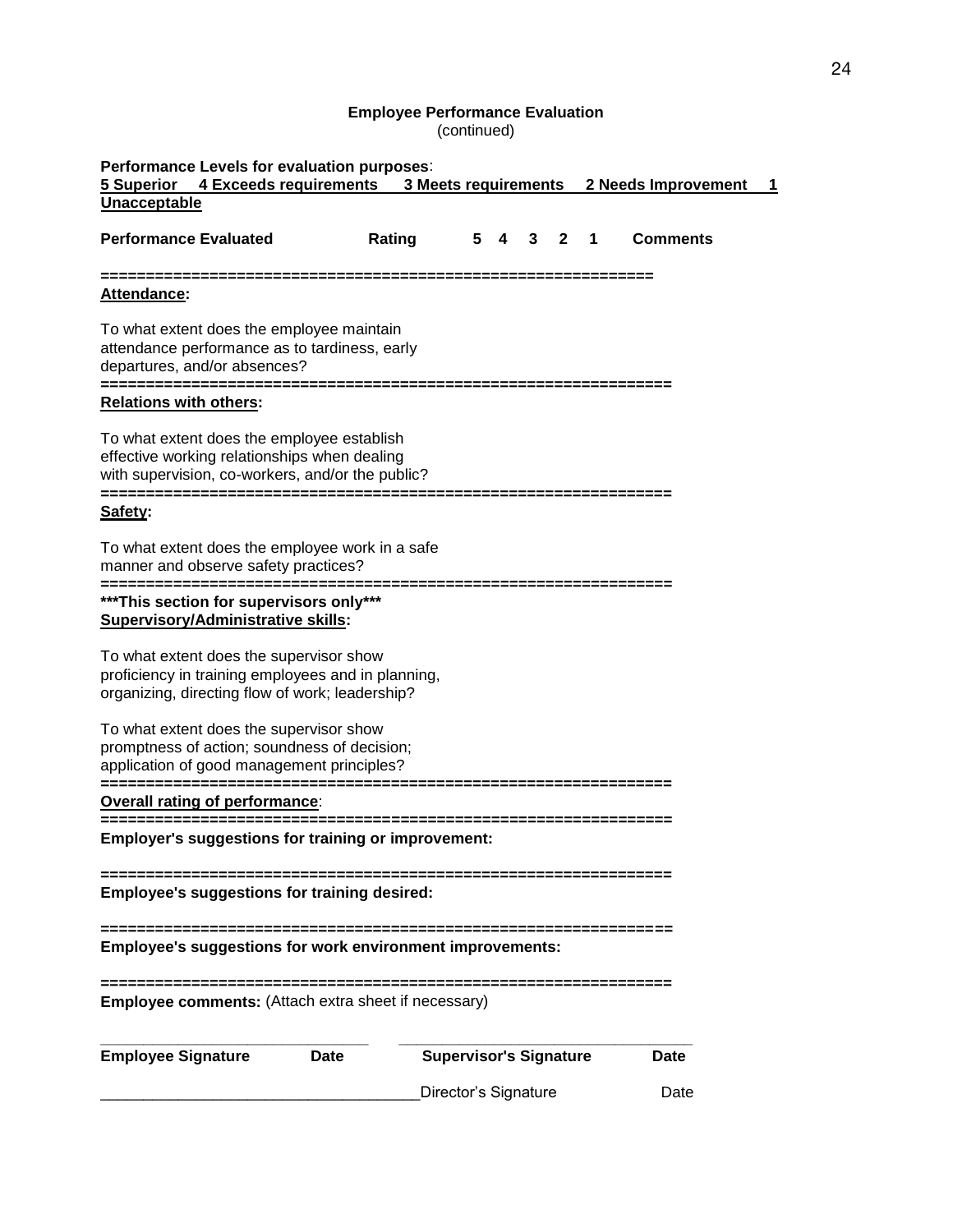**Employee Performance Evaluation**
(continued)

**Performance Levels for evaluation purposes**:
**5 Superior  4 Exceeds requirements  3 Meets requirements  2 Needs Improvement  1 Unacceptable**

| Performance Evaluated | Rating | 5 | 4 | 3 | 2 | 1 | Comments |
|---|---|---|---|---|---|---|---|
| **Attendance:** To what extent does the employee maintain attendance performance as to tardiness, early departures, and/or absences? | | | | | | | |
| **Relations with others:** To what extent does the employee establish effective working relationships when dealing with supervision, co-workers, and/or the public? | | | | | | | |
| **Safety:** To what extent does the employee work in a safe manner and observe safety practices? | | | | | | | |
| **\*\*\*This section for supervisors only\*\*\* Supervisory/Administrative skills:** To what extent does the supervisor show proficiency in training employees and in planning, organizing, directing flow of work; leadership? | | | | | | | |
| To what extent does the supervisor show promptness of action; soundness of decision; application of good management principles? | | | | | | | |
| **Overall rating of performance**: | | | | | | | |

**Employer's suggestions for training or improvement:**

**Employee's suggestions for training desired:**

**Employee's suggestions for work environment improvements:**

**Employee comments:** (Attach extra sheet if necessary)

_______________________________ _________________________________

**Employee Signature  Date  Supervisor's Signature  Date**

___________________________________ Director's Signature  Date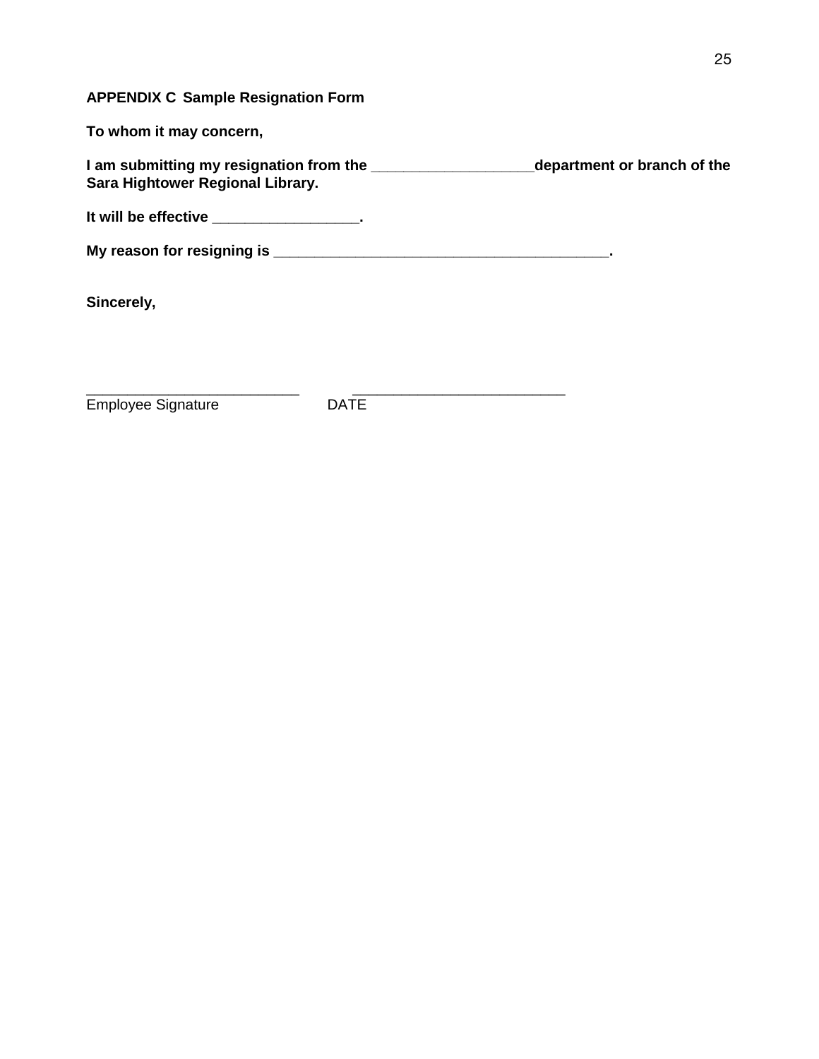**APPENDIX C Sample Resignation Form**

**To whom it may concern,**

**I am submitting my resignation from the ___________________department or branch of the Sara Hightower Regional Library.**

**It will be effective _________________.**

**My reason for resigning is _______________________________________.**

**Sincerely,**

_________________________ _________________________

Employee Signature DATE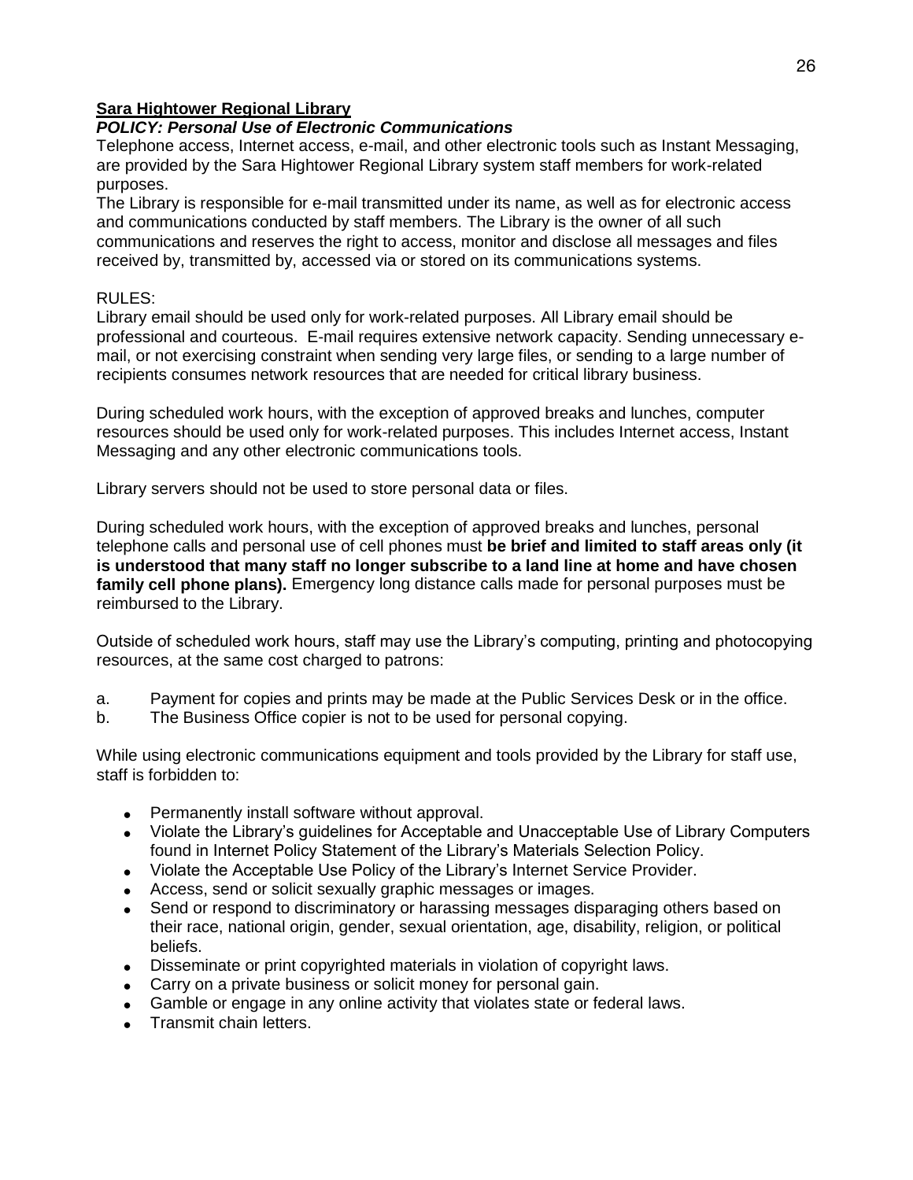**Sara Hightower Regional Library**

***POLICY: Personal Use of Electronic Communications***

Telephone access, Internet access, e-mail, and other electronic tools such as Instant Messaging, are provided by the Sara Hightower Regional Library system staff members for work-related purposes.

The Library is responsible for e-mail transmitted under its name, as well as for electronic access and communications conducted by staff members. The Library is the owner of all such communications and reserves the right to access, monitor and disclose all messages and files received by, transmitted by, accessed via or stored on its communications systems.

RULES:

Library email should be used only for work-related purposes. All Library email should be professional and courteous. E-mail requires extensive network capacity. Sending unnecessary e-mail, or not exercising constraint when sending very large files, or sending to a large number of recipients consumes network resources that are needed for critical library business.

During scheduled work hours, with the exception of approved breaks and lunches, computer resources should be used only for work-related purposes. This includes Internet access, Instant Messaging and any other electronic communications tools.

Library servers should not be used to store personal data or files.

During scheduled work hours, with the exception of approved breaks and lunches, personal telephone calls and personal use of cell phones must **be brief and limited to staff areas only (it is understood that many staff no longer subscribe to a land line at home and have chosen family cell phone plans).** Emergency long distance calls made for personal purposes must be reimbursed to the Library.

Outside of scheduled work hours, staff may use the Library's computing, printing and photocopying resources, at the same cost charged to patrons:

a. Payment for copies and prints may be made at the Public Services Desk or in the office.
b. The Business Office copier is not to be used for personal copying.

While using electronic communications equipment and tools provided by the Library for staff use, staff is forbidden to:

- Permanently install software without approval.
- Violate the Library's guidelines for Acceptable and Unacceptable Use of Library Computers found in Internet Policy Statement of the Library's Materials Selection Policy.
- Violate the Acceptable Use Policy of the Library's Internet Service Provider.
- Access, send or solicit sexually graphic messages or images.
- Send or respond to discriminatory or harassing messages disparaging others based on their race, national origin, gender, sexual orientation, age, disability, religion, or political beliefs.
- Disseminate or print copyrighted materials in violation of copyright laws.
- Carry on a private business or solicit money for personal gain.
- Gamble or engage in any online activity that violates state or federal laws.
- Transmit chain letters.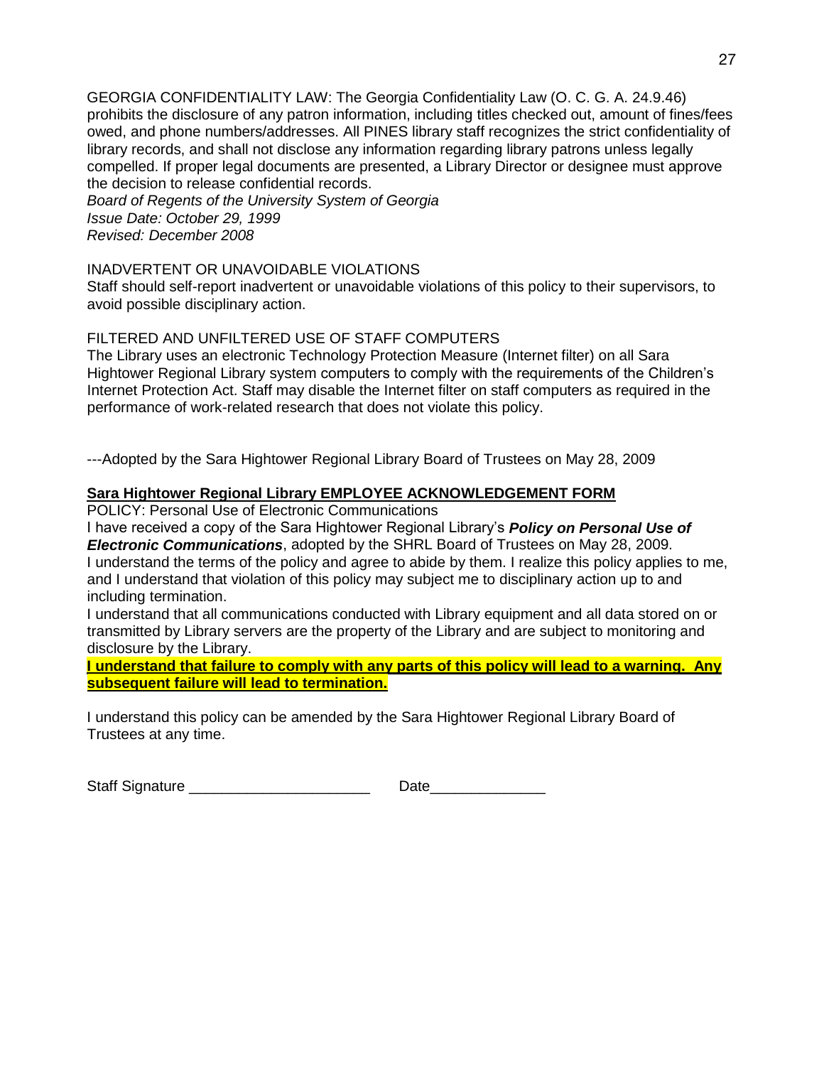GEORGIA CONFIDENTIALITY LAW: The Georgia Confidentiality Law (O. C. G. A. 24.9.46) prohibits the disclosure of any patron information, including titles checked out, amount of fines/fees owed, and phone numbers/addresses. All PINES library staff recognizes the strict confidentiality of library records, and shall not disclose any information regarding library patrons unless legally compelled. If proper legal documents are presented, a Library Director or designee must approve the decision to release confidential records.
*Board of Regents of the University System of Georgia*
*Issue Date: October 29, 1999*
*Revised: December 2008*

INADVERTENT OR UNAVOIDABLE VIOLATIONS
Staff should self-report inadvertent or unavoidable violations of this policy to their supervisors, to avoid possible disciplinary action.

FILTERED AND UNFILTERED USE OF STAFF COMPUTERS
The Library uses an electronic Technology Protection Measure (Internet filter) on all Sara Hightower Regional Library system computers to comply with the requirements of the Children's Internet Protection Act. Staff may disable the Internet filter on staff computers as required in the performance of work-related research that does not violate this policy.

---Adopted by the Sara Hightower Regional Library Board of Trustees on May 28, 2009

**Sara Hightower Regional Library EMPLOYEE ACKNOWLEDGEMENT FORM**

POLICY: Personal Use of Electronic Communications

I have received a copy of the Sara Hightower Regional Library's ***Policy on Personal Use of Electronic Communications***, adopted by the SHRL Board of Trustees on May 28, 2009.

I understand the terms of the policy and agree to abide by them. I realize this policy applies to me, and I understand that violation of this policy may subject me to disciplinary action up to and including termination.

I understand that all communications conducted with Library equipment and all data stored on or transmitted by Library servers are the property of the Library and are subject to monitoring and disclosure by the Library.

**I understand that failure to comply with any parts of this policy will lead to a warning. Any subsequent failure will lead to termination.**

I understand this policy can be amended by the Sara Hightower Regional Library Board of Trustees at any time.

Staff Signature _____________________ Date_____________